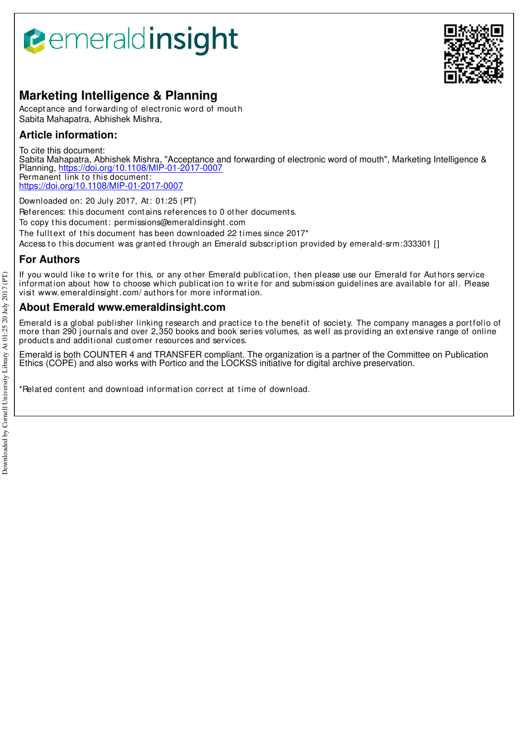# Marketing Intelligence & Planning

Acceptance and forwarding of electronic word of mouth
Sabita Mahapatra, Abhishek Mishra,

## Article information:

To cite this document:
Sabita Mahapatra, Abhishek Mishra, "Acceptance and forwarding of electronic word of mouth", Marketing Intelligence & Planning, https://doi.org/10.1108/MIP-01-2017-0007
Permanent link to this document:
https://doi.org/10.1108/MIP-01-2017-0007

Downloaded on: 20 July 2017, At: 01:25 (PT)
References: this document contains references to 0 other documents.
To copy this document: permissions@emeraldinsight.com
The fulltext of this document has been downloaded 22 times since 2017*
Access to this document was granted through an Emerald subscription provided by emerald-srm:333301 []

## For Authors

If you would like to write for this, or any other Emerald publication, then please use our Emerald for Authors service information about how to choose which publication to write for and submission guidelines are available for all. Please visit www.emeraldinsight.com/authors for more information.

## About Emerald www.emeraldinsight.com

Emerald is a global publisher linking research and practice to the benefit of society. The company manages a portfolio of more than 290 journals and over 2,350 books and book series volumes, as well as providing an extensive range of online products and additional customer resources and services.

Emerald is both COUNTER 4 and TRANSFER compliant. The organization is a partner of the Committee on Publication Ethics (COPE) and also works with Portico and the LOCKSS initiative for digital archive preservation.

*Related content and download information correct at time of download.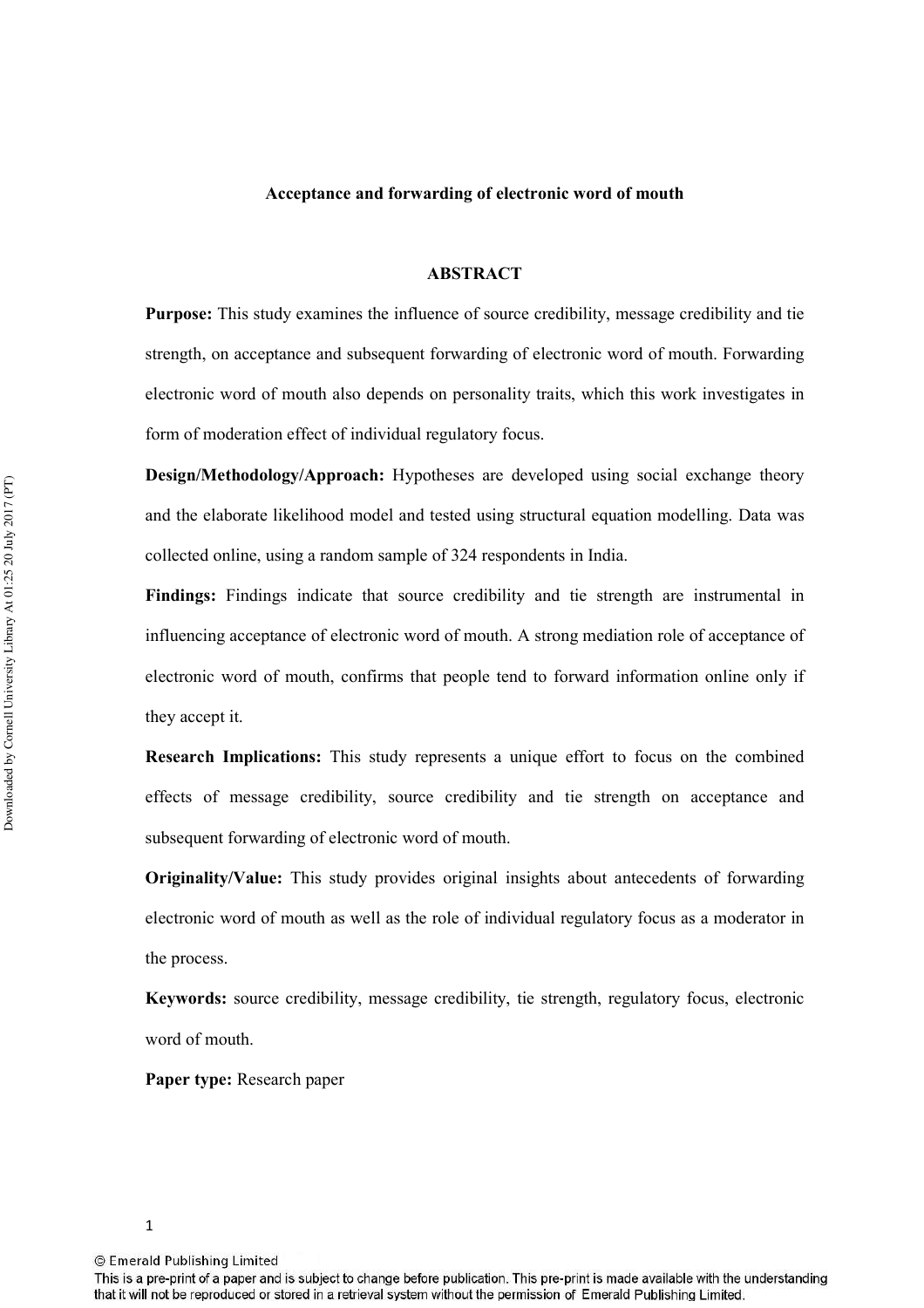**Acceptance and forwarding of electronic word of mouth**

**ABSTRACT**

**Purpose:** This study examines the influence of source credibility, message credibility and tie strength, on acceptance and subsequent forwarding of electronic word of mouth. Forwarding electronic word of mouth also depends on personality traits, which this work investigates in form of moderation effect of individual regulatory focus.

**Design/Methodology/Approach:** Hypotheses are developed using social exchange theory and the elaborate likelihood model and tested using structural equation modelling. Data was collected online, using a random sample of 324 respondents in India.

**Findings:** Findings indicate that source credibility and tie strength are instrumental in influencing acceptance of electronic word of mouth. A strong mediation role of acceptance of electronic word of mouth, confirms that people tend to forward information online only if they accept it.

**Research Implications:** This study represents a unique effort to focus on the combined effects of message credibility, source credibility and tie strength on acceptance and subsequent forwarding of electronic word of mouth.

**Originality/Value:** This study provides original insights about antecedents of forwarding electronic word of mouth as well as the role of individual regulatory focus as a moderator in the process.

**Keywords:** source credibility, message credibility, tie strength, regulatory focus, electronic word of mouth.

**Paper type:** Research paper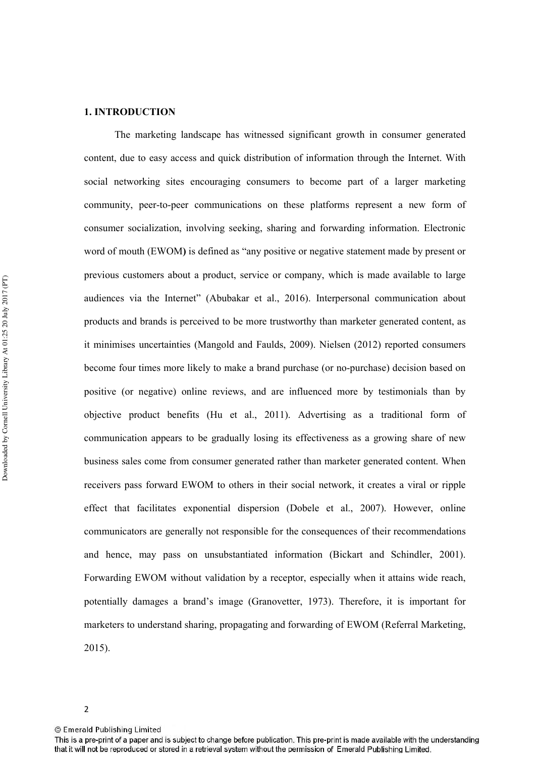## 1. INTRODUCTION

The marketing landscape has witnessed significant growth in consumer generated content, due to easy access and quick distribution of information through the Internet. With social networking sites encouraging consumers to become part of a larger marketing community, peer-to-peer communications on these platforms represent a new form of consumer socialization, involving seeking, sharing and forwarding information. Electronic word of mouth (EWOM**)** is defined as "any positive or negative statement made by present or previous customers about a product, service or company, which is made available to large audiences via the Internet" (Abubakar et al., 2016). Interpersonal communication about products and brands is perceived to be more trustworthy than marketer generated content, as it minimises uncertainties (Mangold and Faulds, 2009). Nielsen (2012) reported consumers become four times more likely to make a brand purchase (or no-purchase) decision based on positive (or negative) online reviews, and are influenced more by testimonials than by objective product benefits (Hu et al., 2011). Advertising as a traditional form of communication appears to be gradually losing its effectiveness as a growing share of new business sales come from consumer generated rather than marketer generated content. When receivers pass forward EWOM to others in their social network, it creates a viral or ripple effect that facilitates exponential dispersion (Dobele et al., 2007). However, online communicators are generally not responsible for the consequences of their recommendations and hence, may pass on unsubstantiated information (Bickart and Schindler, 2001). Forwarding EWOM without validation by a receptor, especially when it attains wide reach, potentially damages a brand's image (Granovetter, 1973). Therefore, it is important for marketers to understand sharing, propagating and forwarding of EWOM (Referral Marketing, 2015).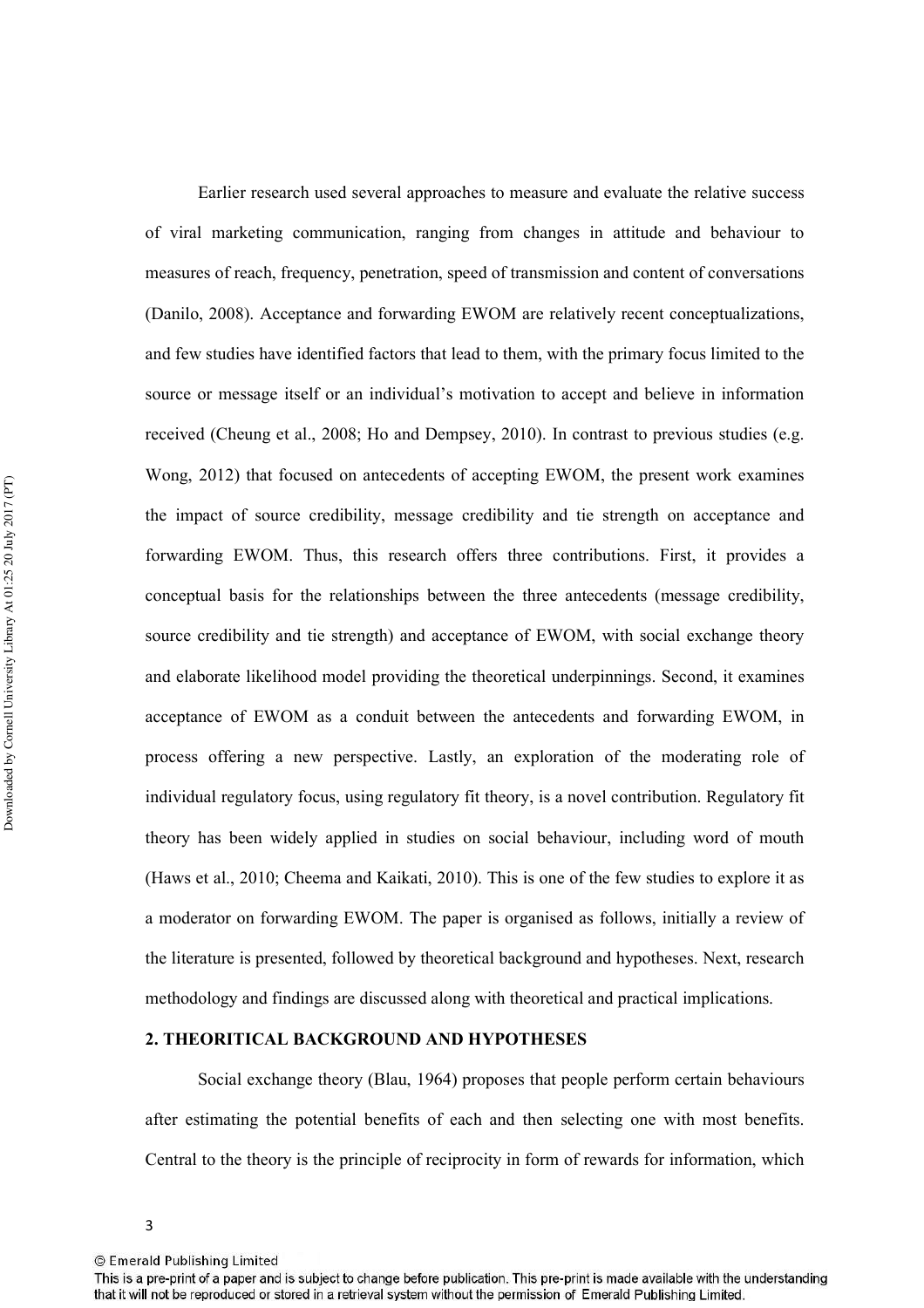Earlier research used several approaches to measure and evaluate the relative success of viral marketing communication, ranging from changes in attitude and behaviour to measures of reach, frequency, penetration, speed of transmission and content of conversations (Danilo, 2008). Acceptance and forwarding EWOM are relatively recent conceptualizations, and few studies have identified factors that lead to them, with the primary focus limited to the source or message itself or an individual's motivation to accept and believe in information received (Cheung et al., 2008; Ho and Dempsey, 2010). In contrast to previous studies (e.g. Wong, 2012) that focused on antecedents of accepting EWOM, the present work examines the impact of source credibility, message credibility and tie strength on acceptance and forwarding EWOM. Thus, this research offers three contributions. First, it provides a conceptual basis for the relationships between the three antecedents (message credibility, source credibility and tie strength) and acceptance of EWOM, with social exchange theory and elaborate likelihood model providing the theoretical underpinnings. Second, it examines acceptance of EWOM as a conduit between the antecedents and forwarding EWOM, in process offering a new perspective. Lastly, an exploration of the moderating role of individual regulatory focus, using regulatory fit theory, is a novel contribution. Regulatory fit theory has been widely applied in studies on social behaviour, including word of mouth (Haws et al., 2010; Cheema and Kaikati, 2010). This is one of the few studies to explore it as a moderator on forwarding EWOM. The paper is organised as follows, initially a review of the literature is presented, followed by theoretical background and hypotheses. Next, research methodology and findings are discussed along with theoretical and practical implications.

## 2. THEORITICAL BACKGROUND AND HYPOTHESES

Social exchange theory (Blau, 1964) proposes that people perform certain behaviours after estimating the potential benefits of each and then selecting one with most benefits. Central to the theory is the principle of reciprocity in form of rewards for information, which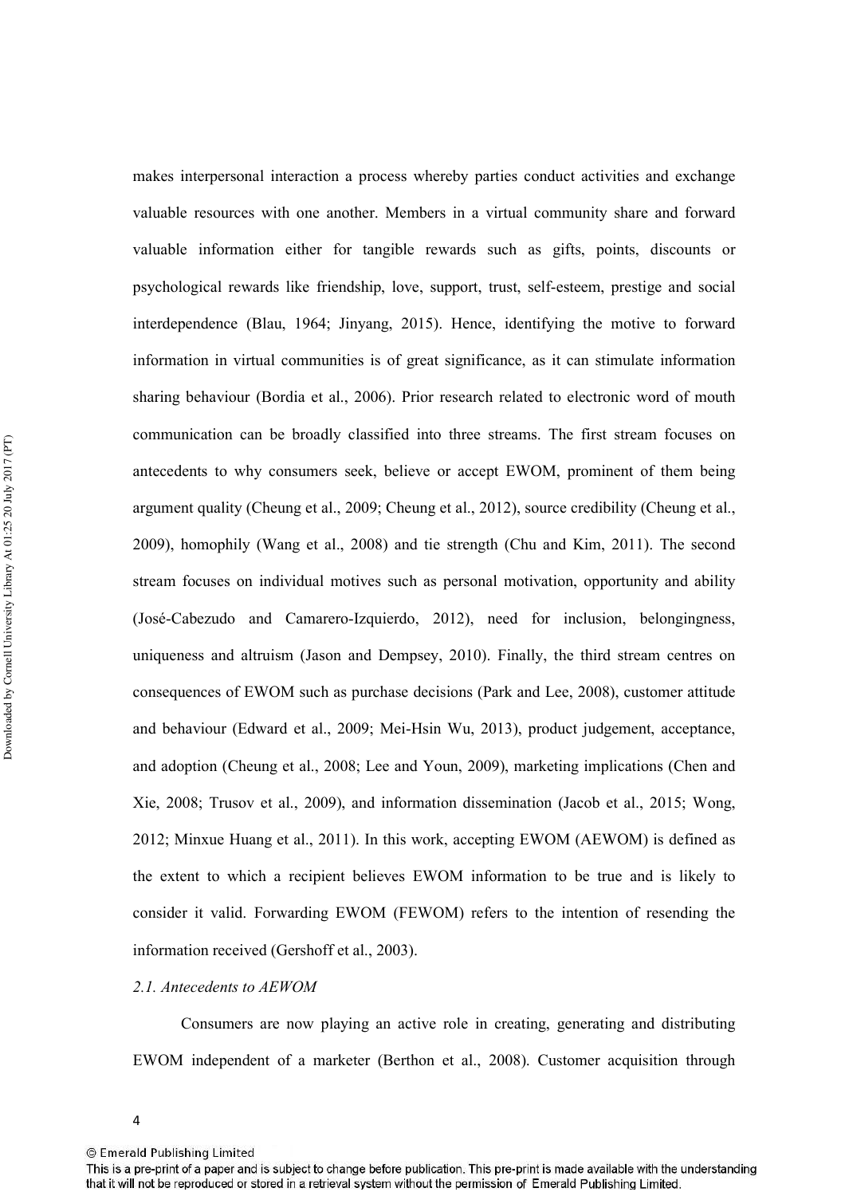makes interpersonal interaction a process whereby parties conduct activities and exchange valuable resources with one another. Members in a virtual community share and forward valuable information either for tangible rewards such as gifts, points, discounts or psychological rewards like friendship, love, support, trust, self-esteem, prestige and social interdependence (Blau, 1964; Jinyang, 2015). Hence, identifying the motive to forward information in virtual communities is of great significance, as it can stimulate information sharing behaviour (Bordia et al., 2006). Prior research related to electronic word of mouth communication can be broadly classified into three streams. The first stream focuses on antecedents to why consumers seek, believe or accept EWOM, prominent of them being argument quality (Cheung et al., 2009; Cheung et al., 2012), source credibility (Cheung et al., 2009), homophily (Wang et al., 2008) and tie strength (Chu and Kim, 2011). The second stream focuses on individual motives such as personal motivation, opportunity and ability (José-Cabezudo and Camarero-Izquierdo, 2012), need for inclusion, belongingness, uniqueness and altruism (Jason and Dempsey, 2010). Finally, the third stream centres on consequences of EWOM such as purchase decisions (Park and Lee, 2008), customer attitude and behaviour (Edward et al., 2009; Mei-Hsin Wu, 2013), product judgement, acceptance, and adoption (Cheung et al., 2008; Lee and Youn, 2009), marketing implications (Chen and Xie, 2008; Trusov et al., 2009), and information dissemination (Jacob et al., 2015; Wong, 2012; Minxue Huang et al., 2011). In this work, accepting EWOM (AEWOM) is defined as the extent to which a recipient believes EWOM information to be true and is likely to consider it valid. Forwarding EWOM (FEWOM) refers to the intention of resending the information received (Gershoff et al., 2003).

### *2.1. Antecedents to AEWOM*

Consumers are now playing an active role in creating, generating and distributing EWOM independent of a marketer (Berthon et al., 2008). Customer acquisition through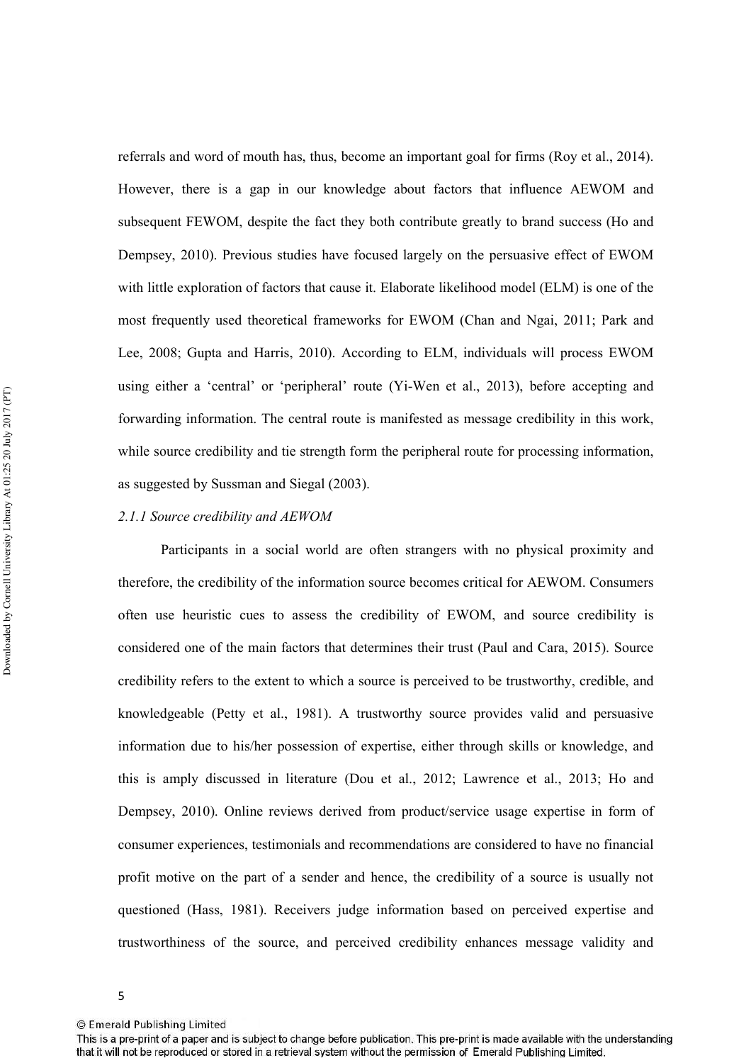referrals and word of mouth has, thus, become an important goal for firms (Roy et al., 2014). However, there is a gap in our knowledge about factors that influence AEWOM and subsequent FEWOM, despite the fact they both contribute greatly to brand success (Ho and Dempsey, 2010). Previous studies have focused largely on the persuasive effect of EWOM with little exploration of factors that cause it. Elaborate likelihood model (ELM) is one of the most frequently used theoretical frameworks for EWOM (Chan and Ngai, 2011; Park and Lee, 2008; Gupta and Harris, 2010). According to ELM, individuals will process EWOM using either a 'central' or 'peripheral' route (Yi-Wen et al., 2013), before accepting and forwarding information. The central route is manifested as message credibility in this work, while source credibility and tie strength form the peripheral route for processing information, as suggested by Sussman and Siegal (2003).

*2.1.1 Source credibility and AEWOM*

Participants in a social world are often strangers with no physical proximity and therefore, the credibility of the information source becomes critical for AEWOM. Consumers often use heuristic cues to assess the credibility of EWOM, and source credibility is considered one of the main factors that determines their trust (Paul and Cara, 2015). Source credibility refers to the extent to which a source is perceived to be trustworthy, credible, and knowledgeable (Petty et al., 1981). A trustworthy source provides valid and persuasive information due to his/her possession of expertise, either through skills or knowledge, and this is amply discussed in literature (Dou et al., 2012; Lawrence et al., 2013; Ho and Dempsey, 2010). Online reviews derived from product/service usage expertise in form of consumer experiences, testimonials and recommendations are considered to have no financial profit motive on the part of a sender and hence, the credibility of a source is usually not questioned (Hass, 1981). Receivers judge information based on perceived expertise and trustworthiness of the source, and perceived credibility enhances message validity and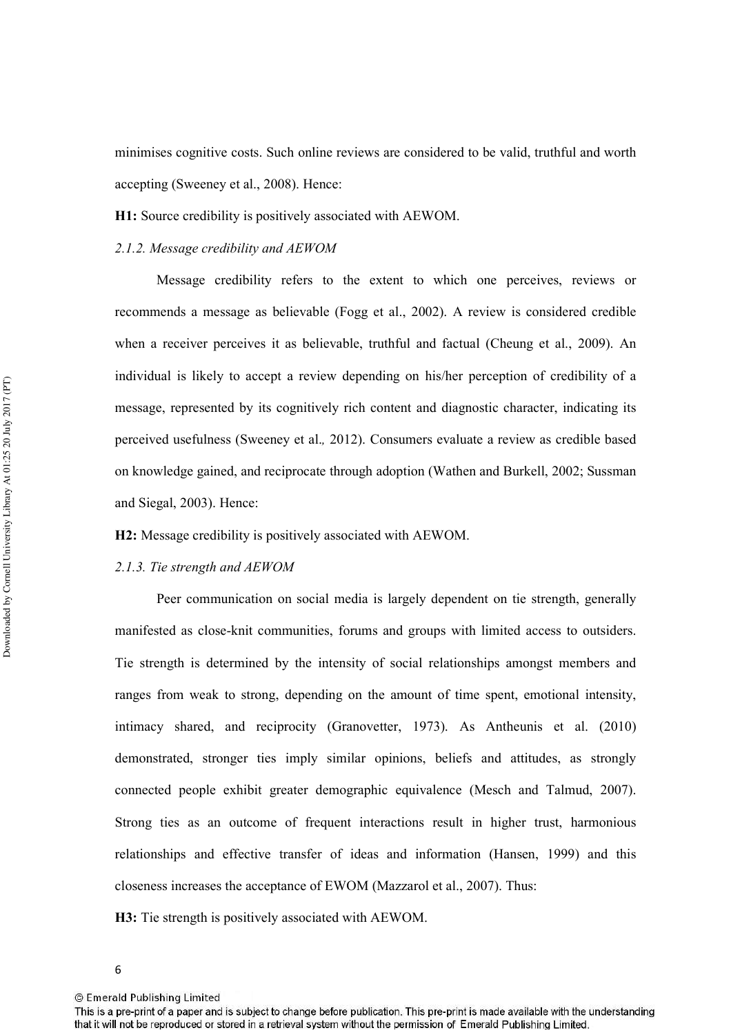minimises cognitive costs. Such online reviews are considered to be valid, truthful and worth accepting (Sweeney et al., 2008). Hence:

**H1:** Source credibility is positively associated with AEWOM.

*2.1.2. Message credibility and AEWOM*

Message credibility refers to the extent to which one perceives, reviews or recommends a message as believable (Fogg et al., 2002). A review is considered credible when a receiver perceives it as believable, truthful and factual (Cheung et al., 2009). An individual is likely to accept a review depending on his/her perception of credibility of a message, represented by its cognitively rich content and diagnostic character, indicating its perceived usefulness (Sweeney et al*.,* 2012). Consumers evaluate a review as credible based on knowledge gained, and reciprocate through adoption (Wathen and Burkell, 2002; Sussman and Siegal, 2003). Hence:

**H2:** Message credibility is positively associated with AEWOM.

*2.1.3. Tie strength and AEWOM*

Peer communication on social media is largely dependent on tie strength, generally manifested as close-knit communities, forums and groups with limited access to outsiders. Tie strength is determined by the intensity of social relationships amongst members and ranges from weak to strong, depending on the amount of time spent, emotional intensity, intimacy shared, and reciprocity (Granovetter, 1973). As Antheunis et al. (2010) demonstrated, stronger ties imply similar opinions, beliefs and attitudes, as strongly connected people exhibit greater demographic equivalence (Mesch and Talmud, 2007). Strong ties as an outcome of frequent interactions result in higher trust, harmonious relationships and effective transfer of ideas and information (Hansen, 1999) and this closeness increases the acceptance of EWOM (Mazzarol et al., 2007). Thus:

**H3:** Tie strength is positively associated with AEWOM.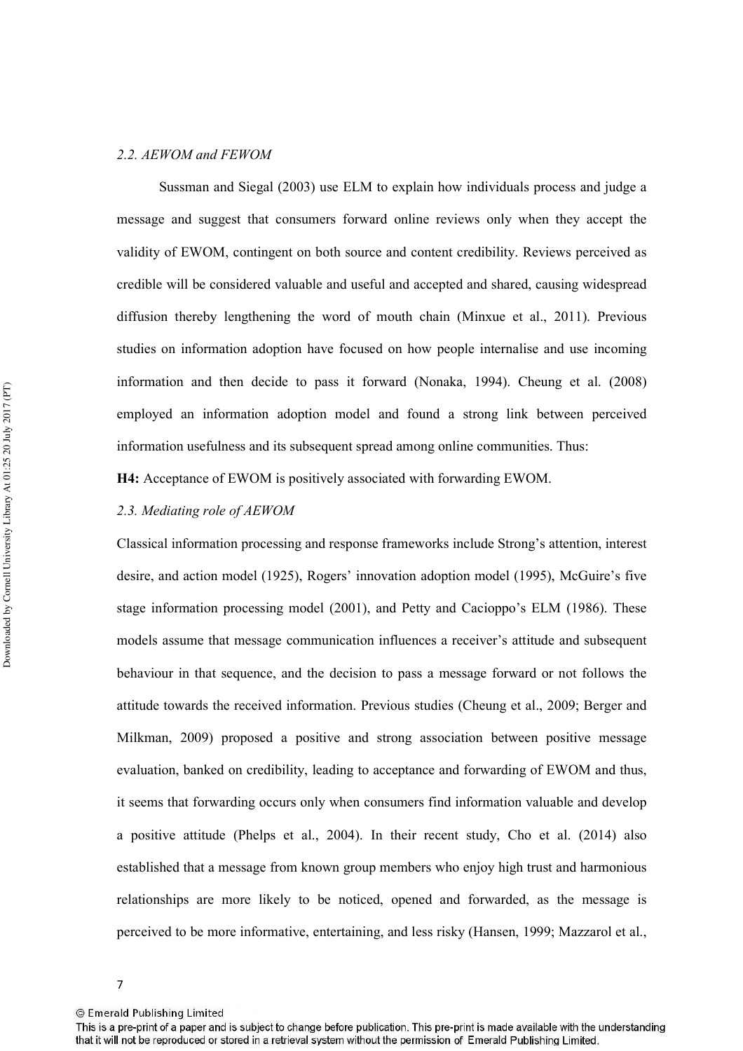*2.2. AEWOM and FEWOM*

Sussman and Siegal (2003) use ELM to explain how individuals process and judge a message and suggest that consumers forward online reviews only when they accept the validity of EWOM, contingent on both source and content credibility. Reviews perceived as credible will be considered valuable and useful and accepted and shared, causing widespread diffusion thereby lengthening the word of mouth chain (Minxue et al., 2011). Previous studies on information adoption have focused on how people internalise and use incoming information and then decide to pass it forward (Nonaka, 1994). Cheung et al. (2008) employed an information adoption model and found a strong link between perceived information usefulness and its subsequent spread among online communities. Thus:

**H4:** Acceptance of EWOM is positively associated with forwarding EWOM.

*2.3. Mediating role of AEWOM*

Classical information processing and response frameworks include Strong's attention, interest desire, and action model (1925), Rogers' innovation adoption model (1995), McGuire's five stage information processing model (2001), and Petty and Cacioppo's ELM (1986). These models assume that message communication influences a receiver's attitude and subsequent behaviour in that sequence, and the decision to pass a message forward or not follows the attitude towards the received information. Previous studies (Cheung et al., 2009; Berger and Milkman, 2009) proposed a positive and strong association between positive message evaluation, banked on credibility, leading to acceptance and forwarding of EWOM and thus, it seems that forwarding occurs only when consumers find information valuable and develop a positive attitude (Phelps et al., 2004). In their recent study, Cho et al. (2014) also established that a message from known group members who enjoy high trust and harmonious relationships are more likely to be noticed, opened and forwarded, as the message is perceived to be more informative, entertaining, and less risky (Hansen, 1999; Mazzarol et al.,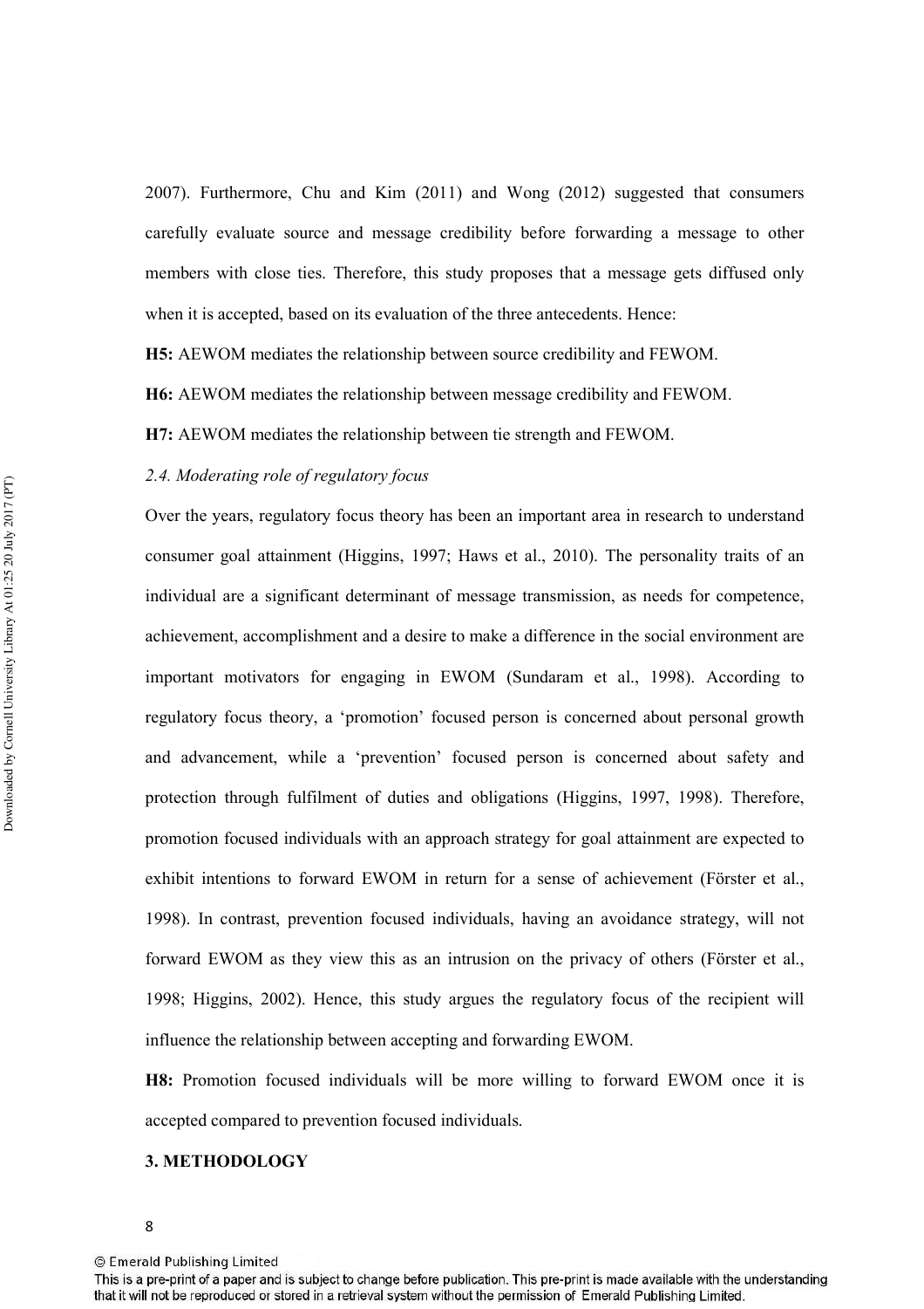2007). Furthermore, Chu and Kim (2011) and Wong (2012) suggested that consumers carefully evaluate source and message credibility before forwarding a message to other members with close ties. Therefore, this study proposes that a message gets diffused only when it is accepted, based on its evaluation of the three antecedents. Hence:

**H5:** AEWOM mediates the relationship between source credibility and FEWOM.

**H6:** AEWOM mediates the relationship between message credibility and FEWOM.

**H7:** AEWOM mediates the relationship between tie strength and FEWOM.

*2.4. Moderating role of regulatory focus*

Over the years, regulatory focus theory has been an important area in research to understand consumer goal attainment (Higgins, 1997; Haws et al., 2010). The personality traits of an individual are a significant determinant of message transmission, as needs for competence, achievement, accomplishment and a desire to make a difference in the social environment are important motivators for engaging in EWOM (Sundaram et al., 1998). According to regulatory focus theory, a 'promotion' focused person is concerned about personal growth and advancement, while a 'prevention' focused person is concerned about safety and protection through fulfilment of duties and obligations (Higgins, 1997, 1998). Therefore, promotion focused individuals with an approach strategy for goal attainment are expected to exhibit intentions to forward EWOM in return for a sense of achievement (Förster et al., 1998). In contrast, prevention focused individuals, having an avoidance strategy, will not forward EWOM as they view this as an intrusion on the privacy of others (Förster et al., 1998; Higgins, 2002). Hence, this study argues the regulatory focus of the recipient will influence the relationship between accepting and forwarding EWOM.

**H8:** Promotion focused individuals will be more willing to forward EWOM once it is accepted compared to prevention focused individuals.

## 3. METHODOLOGY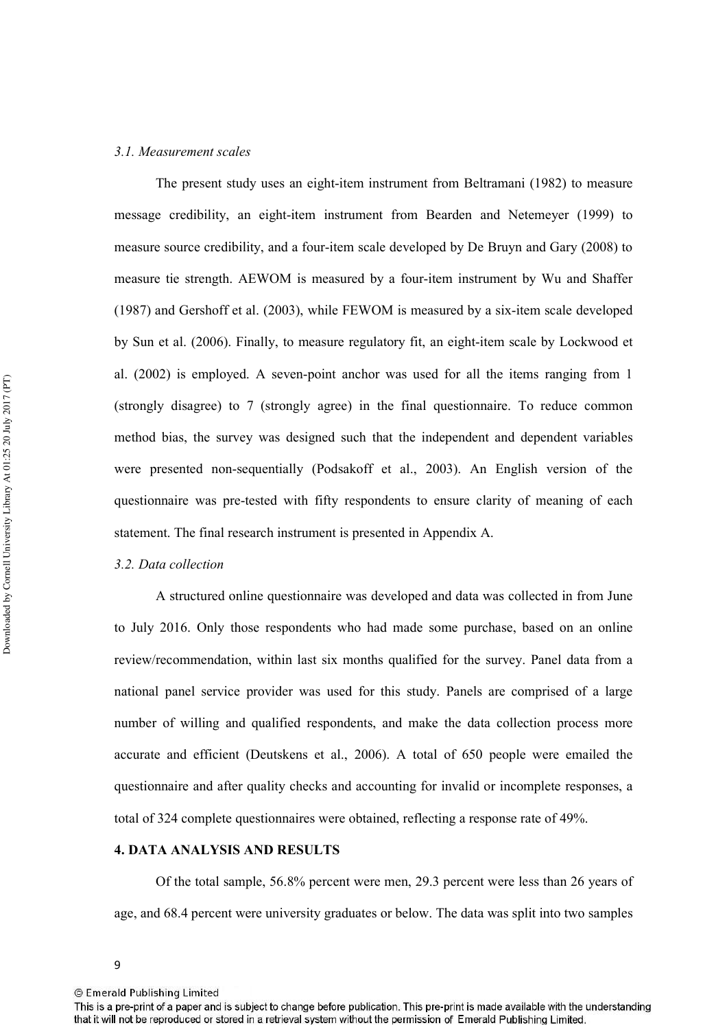### *3.1. Measurement scales*

The present study uses an eight-item instrument from Beltramani (1982) to measure message credibility, an eight-item instrument from Bearden and Netemeyer (1999) to measure source credibility, and a four-item scale developed by De Bruyn and Gary (2008) to measure tie strength. AEWOM is measured by a four-item instrument by Wu and Shaffer (1987) and Gershoff et al. (2003), while FEWOM is measured by a six-item scale developed by Sun et al. (2006). Finally, to measure regulatory fit, an eight-item scale by Lockwood et al. (2002) is employed. A seven-point anchor was used for all the items ranging from 1 (strongly disagree) to 7 (strongly agree) in the final questionnaire. To reduce common method bias, the survey was designed such that the independent and dependent variables were presented non-sequentially (Podsakoff et al., 2003). An English version of the questionnaire was pre-tested with fifty respondents to ensure clarity of meaning of each statement. The final research instrument is presented in Appendix A.

### *3.2. Data collection*

A structured online questionnaire was developed and data was collected in from June to July 2016. Only those respondents who had made some purchase, based on an online review/recommendation, within last six months qualified for the survey. Panel data from a national panel service provider was used for this study. Panels are comprised of a large number of willing and qualified respondents, and make the data collection process more accurate and efficient (Deutskens et al., 2006). A total of 650 people were emailed the questionnaire and after quality checks and accounting for invalid or incomplete responses, a total of 324 complete questionnaires were obtained, reflecting a response rate of 49%.

## 4. DATA ANALYSIS AND RESULTS

Of the total sample, 56.8% percent were men, 29.3 percent were less than 26 years of age, and 68.4 percent were university graduates or below. The data was split into two samples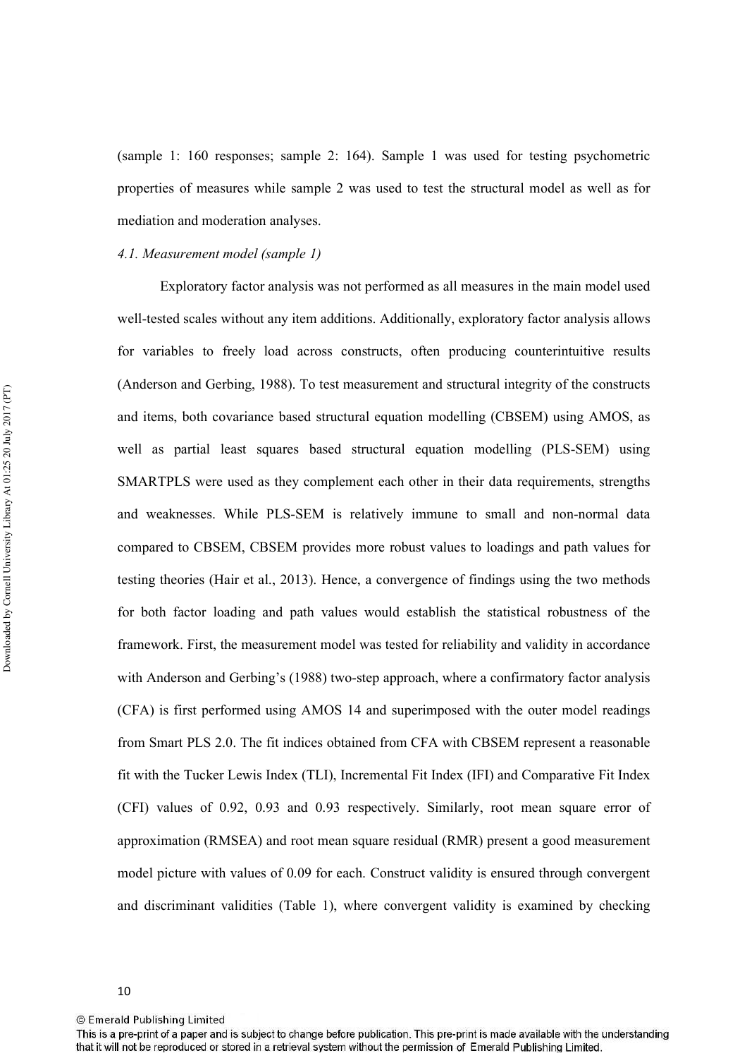(sample 1: 160 responses; sample 2: 164). Sample 1 was used for testing psychometric properties of measures while sample 2 was used to test the structural model as well as for mediation and moderation analyses.

*4.1. Measurement model (sample 1)*

Exploratory factor analysis was not performed as all measures in the main model used well-tested scales without any item additions. Additionally, exploratory factor analysis allows for variables to freely load across constructs, often producing counterintuitive results (Anderson and Gerbing, 1988). To test measurement and structural integrity of the constructs and items, both covariance based structural equation modelling (CBSEM) using AMOS, as well as partial least squares based structural equation modelling (PLS-SEM) using SMARTPLS were used as they complement each other in their data requirements, strengths and weaknesses. While PLS-SEM is relatively immune to small and non-normal data compared to CBSEM, CBSEM provides more robust values to loadings and path values for testing theories (Hair et al., 2013). Hence, a convergence of findings using the two methods for both factor loading and path values would establish the statistical robustness of the framework. First, the measurement model was tested for reliability and validity in accordance with Anderson and Gerbing's (1988) two-step approach, where a confirmatory factor analysis (CFA) is first performed using AMOS 14 and superimposed with the outer model readings from Smart PLS 2.0. The fit indices obtained from CFA with CBSEM represent a reasonable fit with the Tucker Lewis Index (TLI), Incremental Fit Index (IFI) and Comparative Fit Index (CFI) values of 0.92, 0.93 and 0.93 respectively. Similarly, root mean square error of approximation (RMSEA) and root mean square residual (RMR) present a good measurement model picture with values of 0.09 for each. Construct validity is ensured through convergent and discriminant validities (Table 1), where convergent validity is examined by checking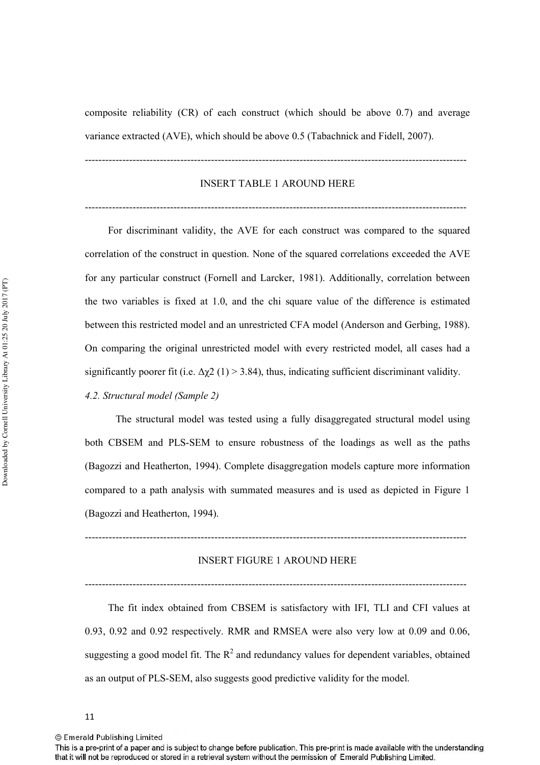composite reliability (CR) of each construct (which should be above 0.7) and average variance extracted (AVE), which should be above 0.5 (Tabachnick and Fidell, 2007).

---

INSERT TABLE 1 AROUND HERE

---

For discriminant validity, the AVE for each construct was compared to the squared correlation of the construct in question. None of the squared correlations exceeded the AVE for any particular construct (Fornell and Larcker, 1981). Additionally, correlation between the two variables is fixed at 1.0, and the chi square value of the difference is estimated between this restricted model and an unrestricted CFA model (Anderson and Gerbing, 1988). On comparing the original unrestricted model with every restricted model, all cases had a significantly poorer fit (i.e. $\Delta\chi 2$ (1) > 3.84), thus, indicating sufficient discriminant validity.

*4.2. Structural model (Sample 2)*

The structural model was tested using a fully disaggregated structural model using both CBSEM and PLS-SEM to ensure robustness of the loadings as well as the paths (Bagozzi and Heatherton, 1994). Complete disaggregation models capture more information compared to a path analysis with summated measures and is used as depicted in Figure 1 (Bagozzi and Heatherton, 1994).

---

INSERT FIGURE 1 AROUND HERE

---

The fit index obtained from CBSEM is satisfactory with IFI, TLI and CFI values at 0.93, 0.92 and 0.92 respectively. RMR and RMSEA were also very low at 0.09 and 0.06, suggesting a good model fit. The $R^2$ and redundancy values for dependent variables, obtained as an output of PLS-SEM, also suggests good predictive validity for the model.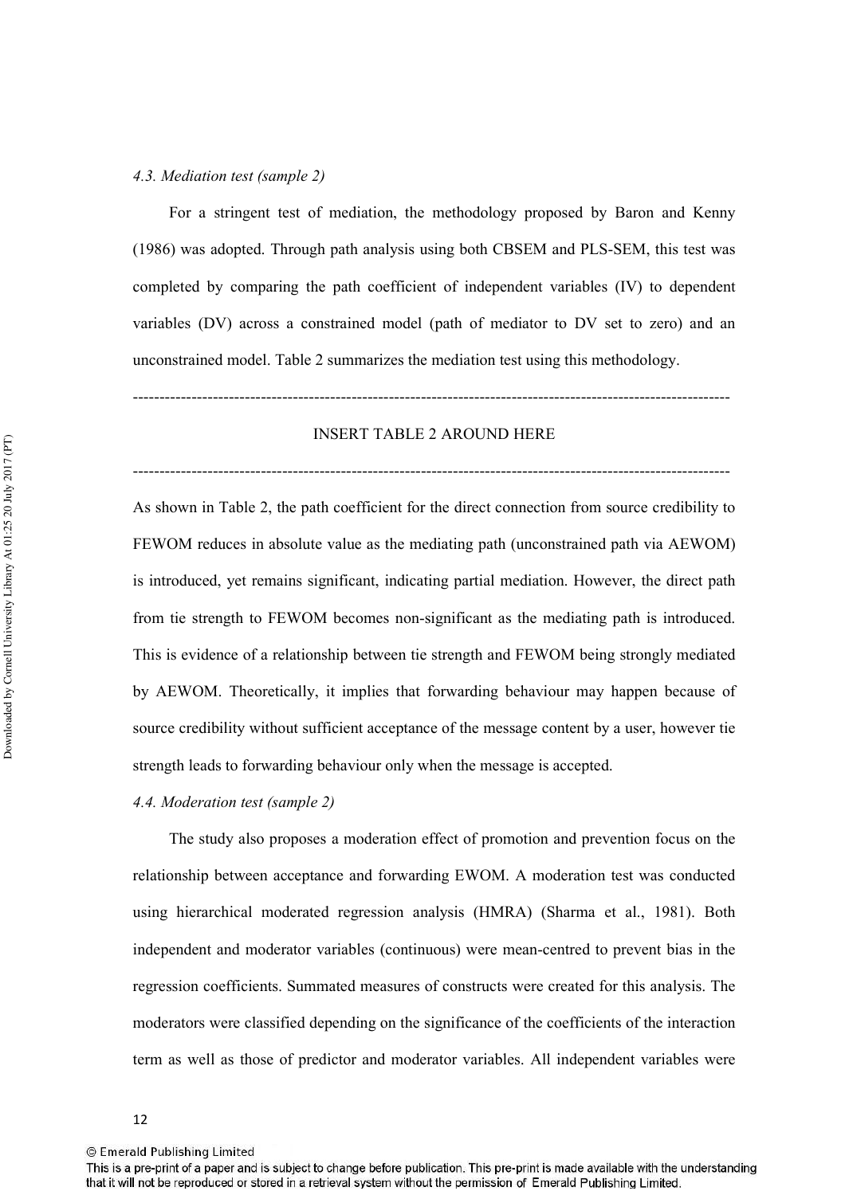*4.3. Mediation test (sample 2)*

For a stringent test of mediation, the methodology proposed by Baron and Kenny (1986) was adopted. Through path analysis using both CBSEM and PLS-SEM, this test was completed by comparing the path coefficient of independent variables (IV) to dependent variables (DV) across a constrained model (path of mediator to DV set to zero) and an unconstrained model. Table 2 summarizes the mediation test using this methodology.

---

INSERT TABLE 2 AROUND HERE

---

As shown in Table 2, the path coefficient for the direct connection from source credibility to FEWOM reduces in absolute value as the mediating path (unconstrained path via AEWOM) is introduced, yet remains significant, indicating partial mediation. However, the direct path from tie strength to FEWOM becomes non-significant as the mediating path is introduced. This is evidence of a relationship between tie strength and FEWOM being strongly mediated by AEWOM. Theoretically, it implies that forwarding behaviour may happen because of source credibility without sufficient acceptance of the message content by a user, however tie strength leads to forwarding behaviour only when the message is accepted.

*4.4. Moderation test (sample 2)*

The study also proposes a moderation effect of promotion and prevention focus on the relationship between acceptance and forwarding EWOM. A moderation test was conducted using hierarchical moderated regression analysis (HMRA) (Sharma et al., 1981). Both independent and moderator variables (continuous) were mean-centred to prevent bias in the regression coefficients. Summated measures of constructs were created for this analysis. The moderators were classified depending on the significance of the coefficients of the interaction term as well as those of predictor and moderator variables. All independent variables were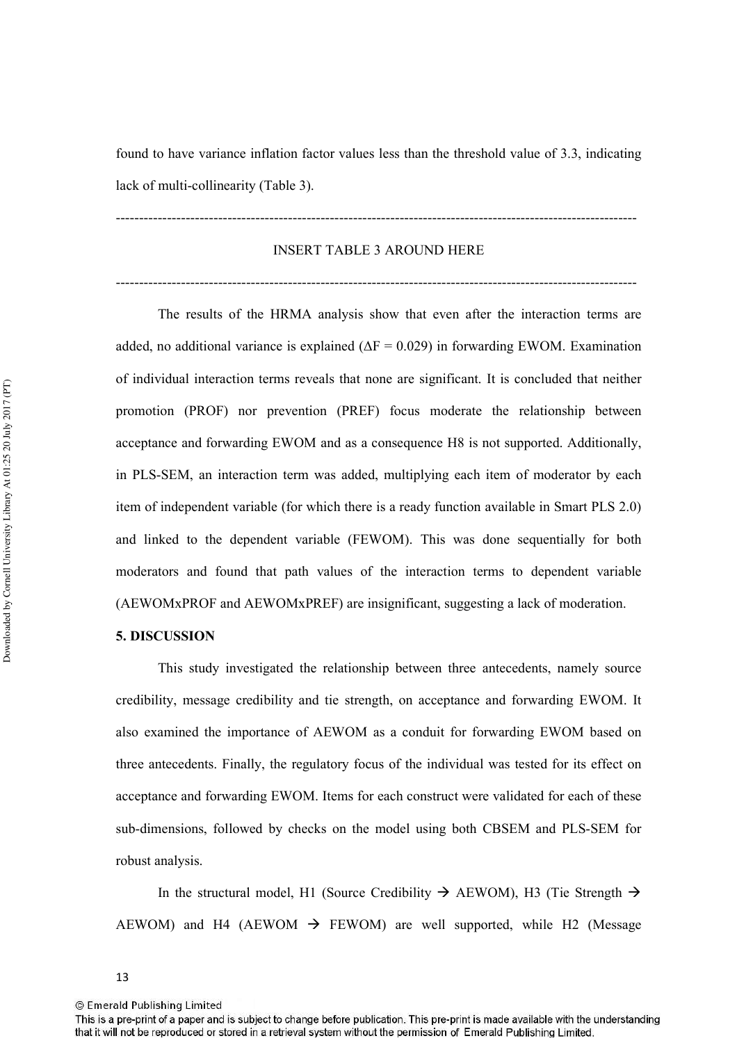found to have variance inflation factor values less than the threshold value of 3.3, indicating lack of multi-collinearity (Table 3).

---

INSERT TABLE 3 AROUND HERE

---

The results of the HRMA analysis show that even after the interaction terms are added, no additional variance is explained ($\Delta F = 0.029$) in forwarding EWOM. Examination of individual interaction terms reveals that none are significant. It is concluded that neither promotion (PROF) nor prevention (PREF) focus moderate the relationship between acceptance and forwarding EWOM and as a consequence H8 is not supported. Additionally, in PLS-SEM, an interaction term was added, multiplying each item of moderator by each item of independent variable (for which there is a ready function available in Smart PLS 2.0) and linked to the dependent variable (FEWOM). This was done sequentially for both moderators and found that path values of the interaction terms to dependent variable (AEWOMxPROF and AEWOMxPREF) are insignificant, suggesting a lack of moderation.

## 5. DISCUSSION

This study investigated the relationship between three antecedents, namely source credibility, message credibility and tie strength, on acceptance and forwarding EWOM. It also examined the importance of AEWOM as a conduit for forwarding EWOM based on three antecedents. Finally, the regulatory focus of the individual was tested for its effect on acceptance and forwarding EWOM. Items for each construct were validated for each of these sub-dimensions, followed by checks on the model using both CBSEM and PLS-SEM for robust analysis.

In the structural model, H1 (Source Credibility → AEWOM), H3 (Tie Strength → AEWOM) and H4 (AEWOM → FEWOM) are well supported, while H2 (Message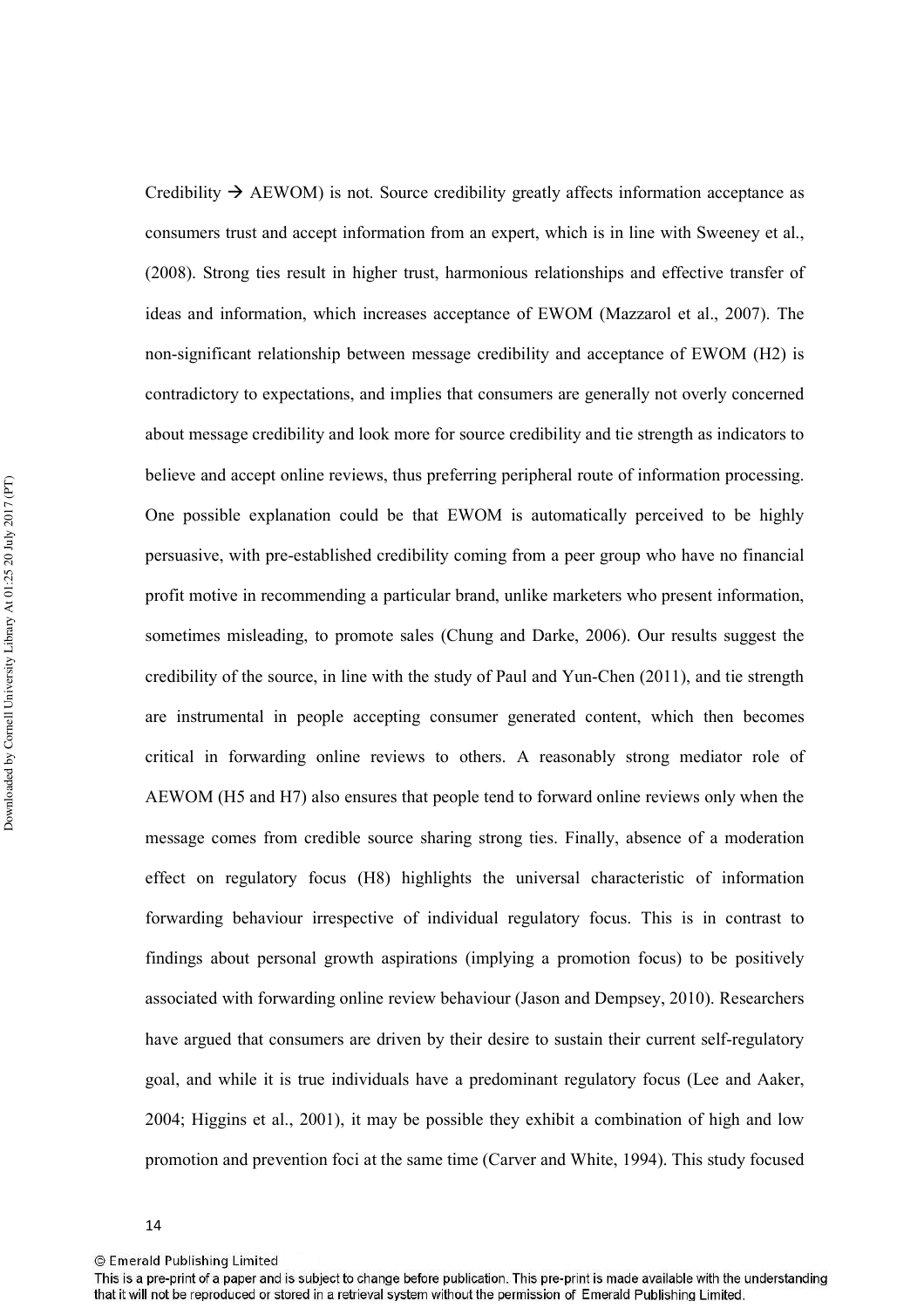Credibility → AEWOM) is not. Source credibility greatly affects information acceptance as consumers trust and accept information from an expert, which is in line with Sweeney et al., (2008). Strong ties result in higher trust, harmonious relationships and effective transfer of ideas and information, which increases acceptance of EWOM (Mazzarol et al., 2007). The non-significant relationship between message credibility and acceptance of EWOM (H2) is contradictory to expectations, and implies that consumers are generally not overly concerned about message credibility and look more for source credibility and tie strength as indicators to believe and accept online reviews, thus preferring peripheral route of information processing. One possible explanation could be that EWOM is automatically perceived to be highly persuasive, with pre-established credibility coming from a peer group who have no financial profit motive in recommending a particular brand, unlike marketers who present information, sometimes misleading, to promote sales (Chung and Darke, 2006). Our results suggest the credibility of the source, in line with the study of Paul and Yun-Chen (2011), and tie strength are instrumental in people accepting consumer generated content, which then becomes critical in forwarding online reviews to others. A reasonably strong mediator role of AEWOM (H5 and H7) also ensures that people tend to forward online reviews only when the message comes from credible source sharing strong ties. Finally, absence of a moderation effect on regulatory focus (H8) highlights the universal characteristic of information forwarding behaviour irrespective of individual regulatory focus. This is in contrast to findings about personal growth aspirations (implying a promotion focus) to be positively associated with forwarding online review behaviour (Jason and Dempsey, 2010). Researchers have argued that consumers are driven by their desire to sustain their current self-regulatory goal, and while it is true individuals have a predominant regulatory focus (Lee and Aaker, 2004; Higgins et al., 2001), it may be possible they exhibit a combination of high and low promotion and prevention foci at the same time (Carver and White, 1994). This study focused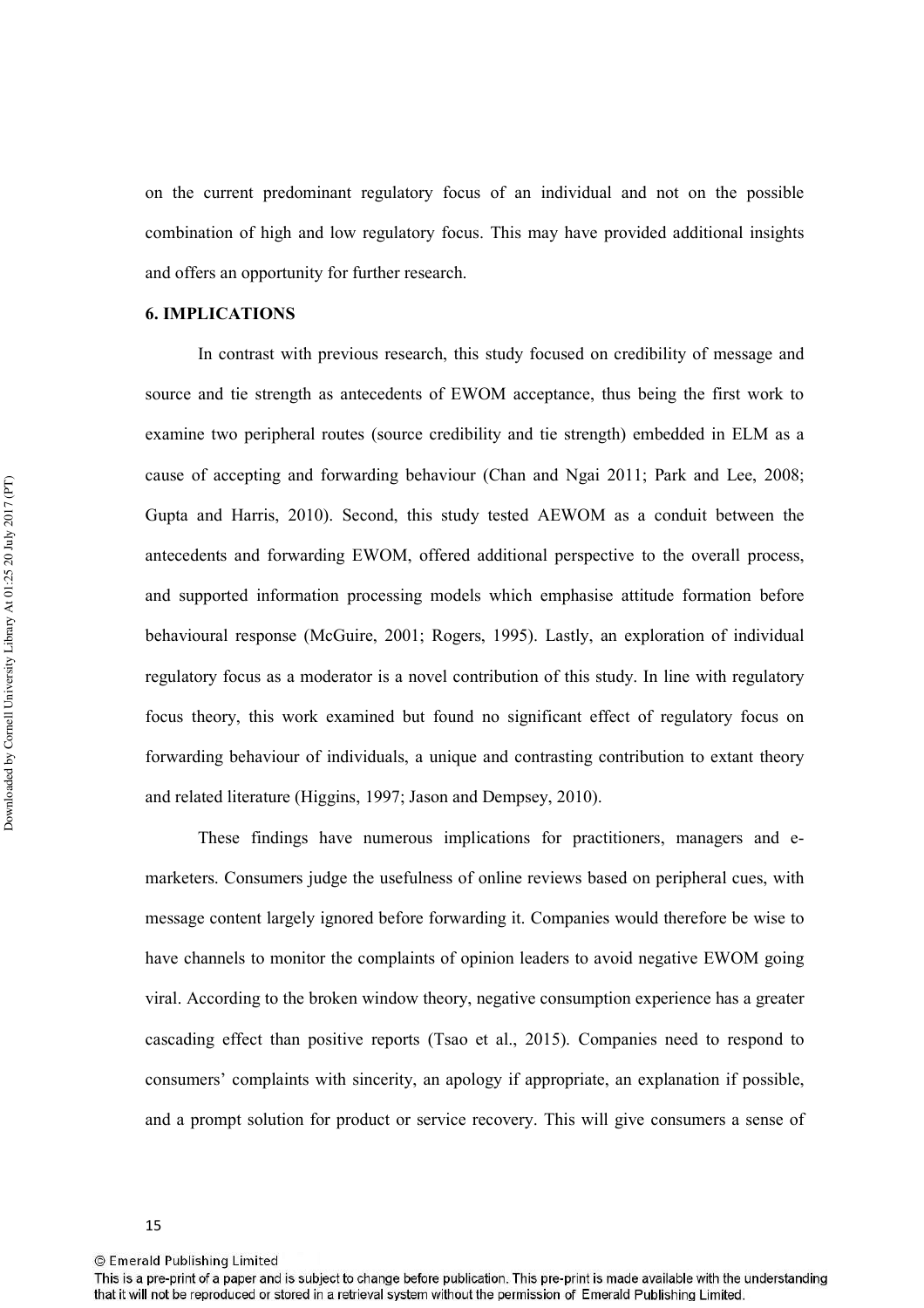on the current predominant regulatory focus of an individual and not on the possible combination of high and low regulatory focus. This may have provided additional insights and offers an opportunity for further research.

## 6. IMPLICATIONS

In contrast with previous research, this study focused on credibility of message and source and tie strength as antecedents of EWOM acceptance, thus being the first work to examine two peripheral routes (source credibility and tie strength) embedded in ELM as a cause of accepting and forwarding behaviour (Chan and Ngai 2011; Park and Lee, 2008; Gupta and Harris, 2010). Second, this study tested AEWOM as a conduit between the antecedents and forwarding EWOM, offered additional perspective to the overall process, and supported information processing models which emphasise attitude formation before behavioural response (McGuire, 2001; Rogers, 1995). Lastly, an exploration of individual regulatory focus as a moderator is a novel contribution of this study. In line with regulatory focus theory, this work examined but found no significant effect of regulatory focus on forwarding behaviour of individuals, a unique and contrasting contribution to extant theory and related literature (Higgins, 1997; Jason and Dempsey, 2010).

These findings have numerous implications for practitioners, managers and e-marketers. Consumers judge the usefulness of online reviews based on peripheral cues, with message content largely ignored before forwarding it. Companies would therefore be wise to have channels to monitor the complaints of opinion leaders to avoid negative EWOM going viral. According to the broken window theory, negative consumption experience has a greater cascading effect than positive reports (Tsao et al., 2015). Companies need to respond to consumers' complaints with sincerity, an apology if appropriate, an explanation if possible, and a prompt solution for product or service recovery. This will give consumers a sense of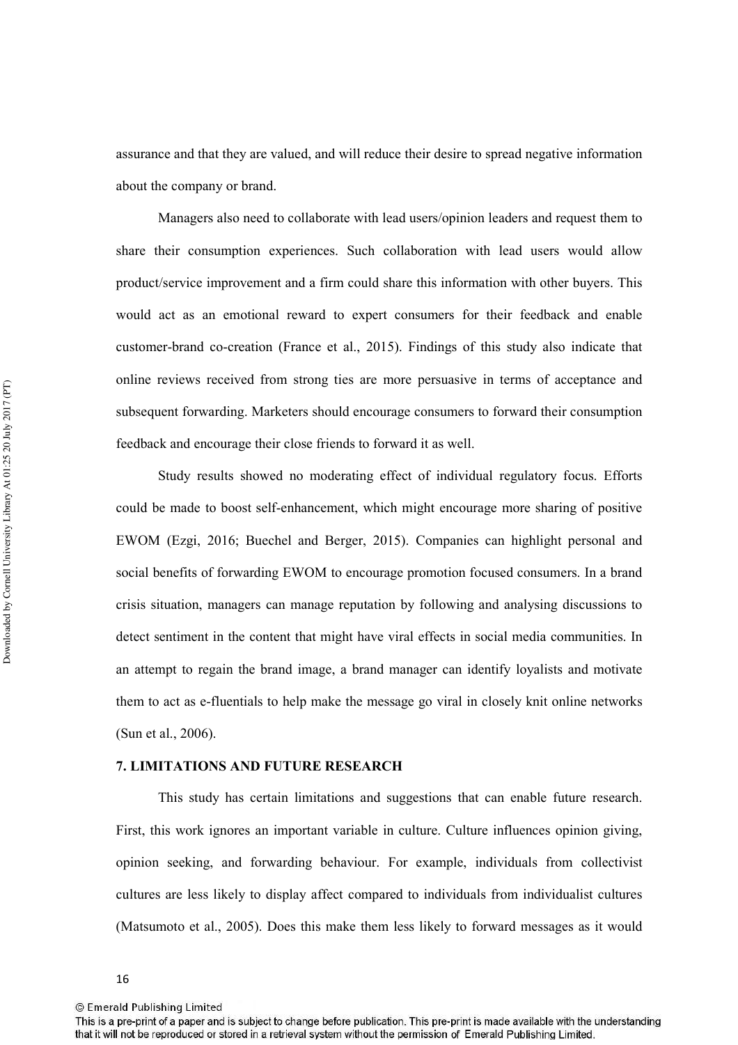assurance and that they are valued, and will reduce their desire to spread negative information about the company or brand.

Managers also need to collaborate with lead users/opinion leaders and request them to share their consumption experiences. Such collaboration with lead users would allow product/service improvement and a firm could share this information with other buyers. This would act as an emotional reward to expert consumers for their feedback and enable customer-brand co-creation (France et al., 2015). Findings of this study also indicate that online reviews received from strong ties are more persuasive in terms of acceptance and subsequent forwarding. Marketers should encourage consumers to forward their consumption feedback and encourage their close friends to forward it as well.

Study results showed no moderating effect of individual regulatory focus. Efforts could be made to boost self-enhancement, which might encourage more sharing of positive EWOM (Ezgi, 2016; Buechel and Berger, 2015). Companies can highlight personal and social benefits of forwarding EWOM to encourage promotion focused consumers. In a brand crisis situation, managers can manage reputation by following and analysing discussions to detect sentiment in the content that might have viral effects in social media communities. In an attempt to regain the brand image, a brand manager can identify loyalists and motivate them to act as e-fluentials to help make the message go viral in closely knit online networks (Sun et al., 2006).

## 7. LIMITATIONS AND FUTURE RESEARCH

This study has certain limitations and suggestions that can enable future research. First, this work ignores an important variable in culture. Culture influences opinion giving, opinion seeking, and forwarding behaviour. For example, individuals from collectivist cultures are less likely to display affect compared to individuals from individualist cultures (Matsumoto et al., 2005). Does this make them less likely to forward messages as it would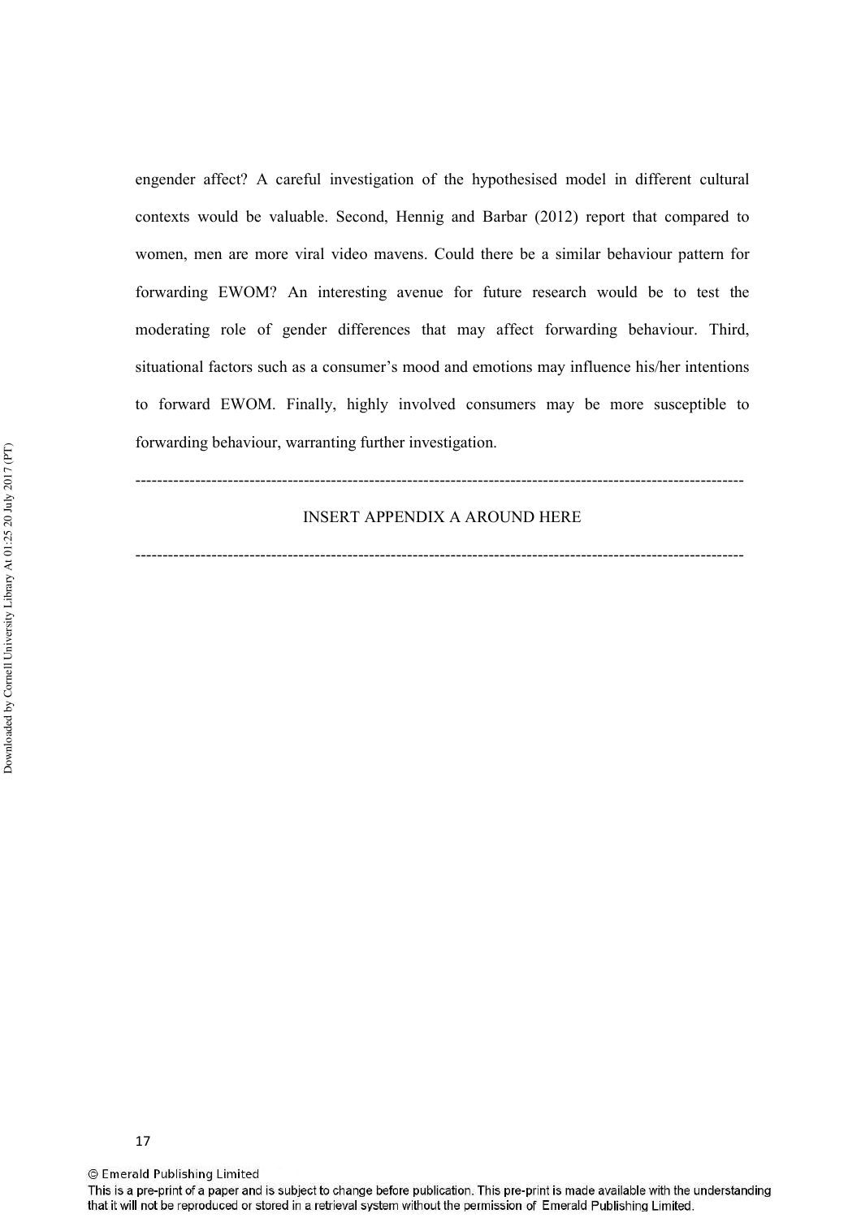engender affect? A careful investigation of the hypothesised model in different cultural contexts would be valuable. Second, Hennig and Barbar (2012) report that compared to women, men are more viral video mavens. Could there be a similar behaviour pattern for forwarding EWOM? An interesting avenue for future research would be to test the moderating role of gender differences that may affect forwarding behaviour. Third, situational factors such as a consumer's mood and emotions may influence his/her intentions to forward EWOM. Finally, highly involved consumers may be more susceptible to forwarding behaviour, warranting further investigation.

---

INSERT APPENDIX A AROUND HERE

---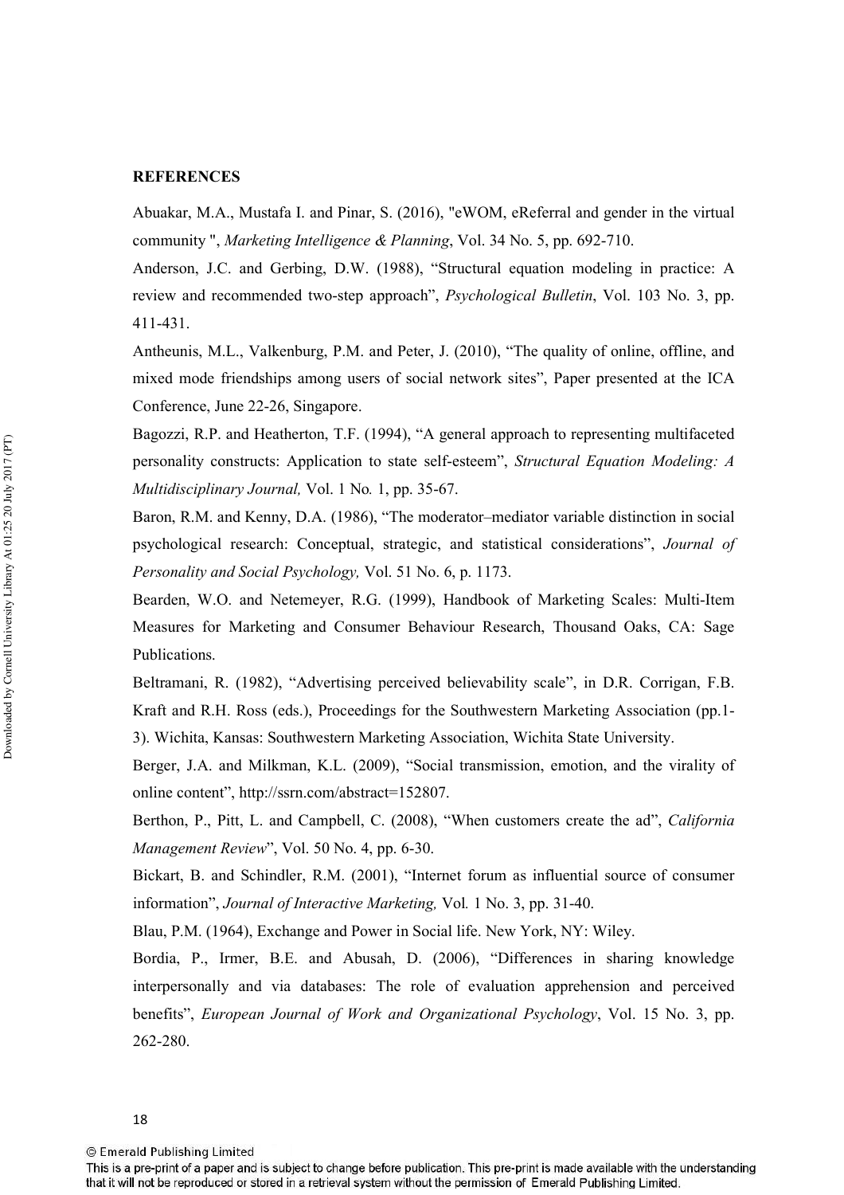## REFERENCES

Abuakar, M.A., Mustafa I. and Pinar, S. (2016), "eWOM, eReferral and gender in the virtual community ", *Marketing Intelligence & Planning*, Vol. 34 No. 5, pp. 692-710.

Anderson, J.C. and Gerbing, D.W. (1988), "Structural equation modeling in practice: A review and recommended two-step approach", *Psychological Bulletin*, Vol. 103 No. 3, pp. 411-431.

Antheunis, M.L., Valkenburg, P.M. and Peter, J. (2010), "The quality of online, offline, and mixed mode friendships among users of social network sites", Paper presented at the ICA Conference, June 22-26, Singapore.

Bagozzi, R.P. and Heatherton, T.F. (1994), "A general approach to representing multifaceted personality constructs: Application to state self-esteem", *Structural Equation Modeling: A Multidisciplinary Journal,* Vol. 1 No. 1, pp. 35-67.

Baron, R.M. and Kenny, D.A. (1986), "The moderator–mediator variable distinction in social psychological research: Conceptual, strategic, and statistical considerations", *Journal of Personality and Social Psychology,* Vol. 51 No. 6, p. 1173.

Bearden, W.O. and Netemeyer, R.G. (1999), Handbook of Marketing Scales: Multi-Item Measures for Marketing and Consumer Behaviour Research, Thousand Oaks, CA: Sage Publications.

Beltramani, R. (1982), "Advertising perceived believability scale", in D.R. Corrigan, F.B. Kraft and R.H. Ross (eds.), Proceedings for the Southwestern Marketing Association (pp.1-3). Wichita, Kansas: Southwestern Marketing Association, Wichita State University.

Berger, J.A. and Milkman, K.L. (2009), "Social transmission, emotion, and the virality of online content", http://ssrn.com/abstract=152807.

Berthon, P., Pitt, L. and Campbell, C. (2008), "When customers create the ad", *California Management Review*", Vol. 50 No. 4, pp. 6-30.

Bickart, B. and Schindler, R.M. (2001), "Internet forum as influential source of consumer information", *Journal of Interactive Marketing,* Vol. 1 No. 3, pp. 31-40.

Blau, P.M. (1964), Exchange and Power in Social life. New York, NY: Wiley.

Bordia, P., Irmer, B.E. and Abusah, D. (2006), "Differences in sharing knowledge interpersonally and via databases: The role of evaluation apprehension and perceived benefits", *European Journal of Work and Organizational Psychology*, Vol. 15 No. 3, pp. 262-280.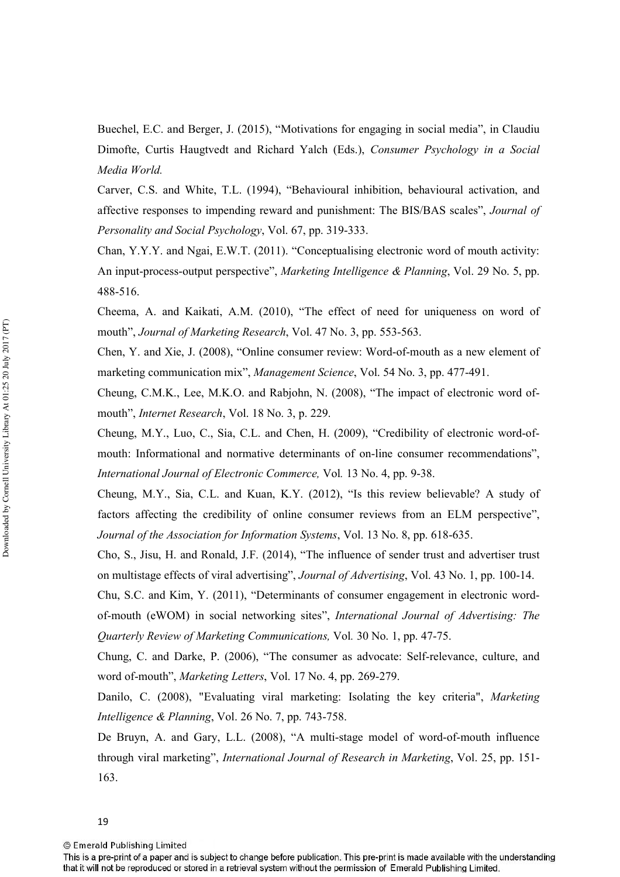Buechel, E.C. and Berger, J. (2015), “Motivations for engaging in social media”, in Claudiu Dimofte, Curtis Haugtvedt and Richard Yalch (Eds.), *Consumer Psychology in a Social Media World.*

Carver, C.S. and White, T.L. (1994), “Behavioural inhibition, behavioural activation, and affective responses to impending reward and punishment: The BIS/BAS scales”, *Journal of Personality and Social Psychology*, Vol. 67, pp. 319-333.

Chan, Y.Y.Y. and Ngai, E.W.T. (2011). “Conceptualising electronic word of mouth activity: An input-process-output perspective”, *Marketing Intelligence & Planning*, Vol. 29 No. 5, pp. 488-516.

Cheema, A. and Kaikati, A.M. (2010), “The effect of need for uniqueness on word of mouth”, *Journal of Marketing Research*, Vol. 47 No. 3, pp. 553-563.

Chen, Y. and Xie, J. (2008), “Online consumer review: Word-of-mouth as a new element of marketing communication mix”, *Management Science*, Vol. 54 No. 3, pp. 477-491.

Cheung, C.M.K., Lee, M.K.O. and Rabjohn, N. (2008), “The impact of electronic word of-mouth”, *Internet Research*, Vol. 18 No. 3, p. 229.

Cheung, M.Y., Luo, C., Sia, C.L. and Chen, H. (2009), “Credibility of electronic word-of-mouth: Informational and normative determinants of on-line consumer recommendations”, *International Journal of Electronic Commerce,* Vol*.* 13 No. 4, pp. 9-38.

Cheung, M.Y., Sia, C.L. and Kuan, K.Y. (2012), “Is this review believable? A study of factors affecting the credibility of online consumer reviews from an ELM perspective”, *Journal of the Association for Information Systems*, Vol. 13 No. 8, pp. 618-635.

Cho, S., Jisu, H. and Ronald, J.F. (2014), “The influence of sender trust and advertiser trust on multistage effects of viral advertising”, *Journal of Advertising*, Vol. 43 No. 1, pp. 100-14.

Chu, S.C. and Kim, Y. (2011), “Determinants of consumer engagement in electronic word-of-mouth (eWOM) in social networking sites”, *International Journal of Advertising: The Quarterly Review of Marketing Communications,* Vol*.* 30 No. 1, pp. 47-75.

Chung, C. and Darke, P. (2006), “The consumer as advocate: Self-relevance, culture, and word of-mouth”, *Marketing Letters*, Vol. 17 No. 4, pp. 269-279.

Danilo, C. (2008), "Evaluating viral marketing: Isolating the key criteria", *Marketing Intelligence & Planning*, Vol. 26 No. 7, pp. 743-758.

De Bruyn, A. and Gary, L.L. (2008), “A multi-stage model of word-of-mouth influence through viral marketing”, *International Journal of Research in Marketing*, Vol. 25, pp. 151-163.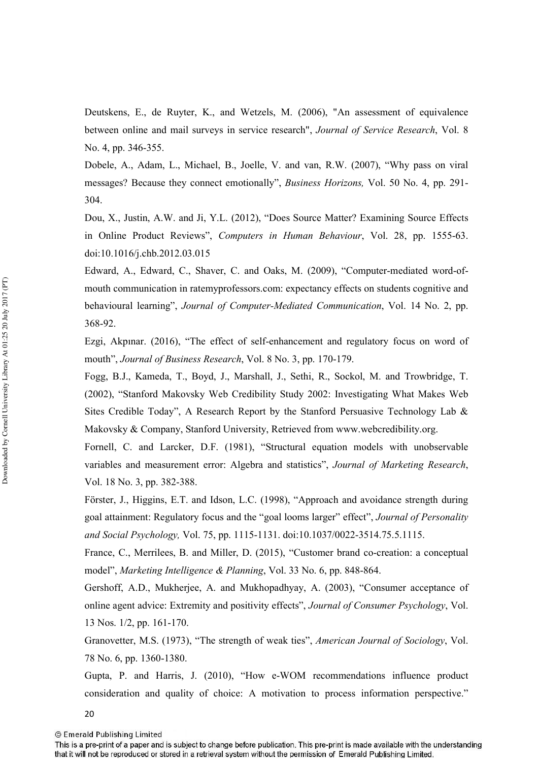Deutskens, E., de Ruyter, K., and Wetzels, M. (2006), "An assessment of equivalence between online and mail surveys in service research", *Journal of Service Research*, Vol. 8 No. 4, pp. 346-355.

Dobele, A., Adam, L., Michael, B., Joelle, V. and van, R.W. (2007), "Why pass on viral messages? Because they connect emotionally", *Business Horizons,* Vol. 50 No. 4, pp. 291-304.

Dou, X., Justin, A.W. and Ji, Y.L. (2012), "Does Source Matter? Examining Source Effects in Online Product Reviews", *Computers in Human Behaviour*, Vol. 28, pp. 1555-63. doi:10.1016/j.chb.2012.03.015

Edward, A., Edward, C., Shaver, C. and Oaks, M. (2009), "Computer-mediated word-of-mouth communication in ratemyprofessors.com: expectancy effects on students cognitive and behavioural learning", *Journal of Computer-Mediated Communication*, Vol. 14 No. 2, pp. 368-92.

Ezgi, Akpınar. (2016), "The effect of self-enhancement and regulatory focus on word of mouth", *Journal of Business Research*, Vol. 8 No. 3, pp. 170-179.

Fogg, B.J., Kameda, T., Boyd, J., Marshall, J., Sethi, R., Sockol, M. and Trowbridge, T. (2002), "Stanford Makovsky Web Credibility Study 2002: Investigating What Makes Web Sites Credible Today", A Research Report by the Stanford Persuasive Technology Lab & Makovsky & Company, Stanford University, Retrieved from www.webcredibility.org.

Fornell, C. and Larcker, D.F. (1981), "Structural equation models with unobservable variables and measurement error: Algebra and statistics", *Journal of Marketing Research*, Vol. 18 No. 3, pp. 382-388.

Förster, J., Higgins, E.T. and Idson, L.C. (1998), "Approach and avoidance strength during goal attainment: Regulatory focus and the "goal looms larger" effect", *Journal of Personality and Social Psychology,* Vol. 75, pp. 1115-1131. doi:10.1037/0022-3514.75.5.1115.

France, C., Merrilees, B. and Miller, D. (2015), "Customer brand co-creation: a conceptual model", *Marketing Intelligence & Planning*, Vol. 33 No. 6, pp. 848-864.

Gershoff, A.D., Mukherjee, A. and Mukhopadhyay, A. (2003), "Consumer acceptance of online agent advice: Extremity and positivity effects", *Journal of Consumer Psychology*, Vol. 13 Nos. 1/2, pp. 161-170.

Granovetter, M.S. (1973), "The strength of weak ties", *American Journal of Sociology*, Vol. 78 No. 6, pp. 1360-1380.

Gupta, P. and Harris, J. (2010), "How e-WOM recommendations influence product consideration and quality of choice: A motivation to process information perspective."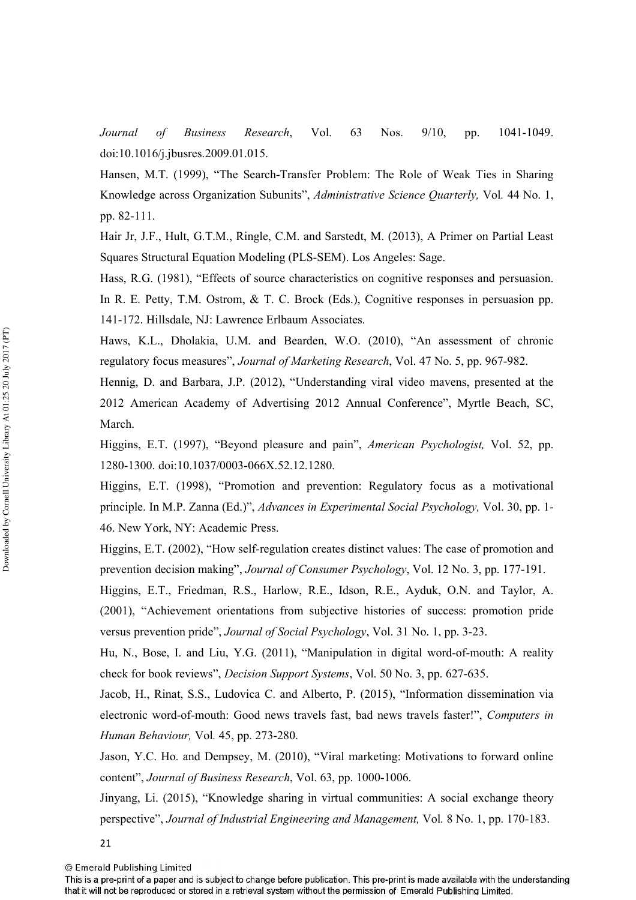*Journal of Business Research*, Vol. 63 Nos. 9/10, pp. 1041-1049. doi:10.1016/j.jbusres.2009.01.015.

Hansen, M.T. (1999), "The Search-Transfer Problem: The Role of Weak Ties in Sharing Knowledge across Organization Subunits", *Administrative Science Quarterly,* Vol. 44 No. 1, pp. 82-111.

Hair Jr, J.F., Hult, G.T.M., Ringle, C.M. and Sarstedt, M. (2013), A Primer on Partial Least Squares Structural Equation Modeling (PLS-SEM). Los Angeles: Sage.

Hass, R.G. (1981), "Effects of source characteristics on cognitive responses and persuasion. In R. E. Petty, T.M. Ostrom, & T. C. Brock (Eds.), Cognitive responses in persuasion pp. 141-172. Hillsdale, NJ: Lawrence Erlbaum Associates.

Haws, K.L., Dholakia, U.M. and Bearden, W.O. (2010), "An assessment of chronic regulatory focus measures", *Journal of Marketing Research*, Vol. 47 No. 5, pp. 967-982.

Hennig, D. and Barbara, J.P. (2012), "Understanding viral video mavens, presented at the 2012 American Academy of Advertising 2012 Annual Conference", Myrtle Beach, SC, March.

Higgins, E.T. (1997), "Beyond pleasure and pain", *American Psychologist,* Vol. 52, pp. 1280-1300. doi:10.1037/0003-066X.52.12.1280.

Higgins, E.T. (1998), "Promotion and prevention: Regulatory focus as a motivational principle. In M.P. Zanna (Ed.)", *Advances in Experimental Social Psychology,* Vol. 30, pp. 1-46. New York, NY: Academic Press.

Higgins, E.T. (2002), "How self-regulation creates distinct values: The case of promotion and prevention decision making", *Journal of Consumer Psychology*, Vol. 12 No. 3, pp. 177-191.

Higgins, E.T., Friedman, R.S., Harlow, R.E., Idson, R.E., Ayduk, O.N. and Taylor, A. (2001), "Achievement orientations from subjective histories of success: promotion pride versus prevention pride", *Journal of Social Psychology*, Vol. 31 No. 1, pp. 3-23.

Hu, N., Bose, I. and Liu, Y.G. (2011), "Manipulation in digital word-of-mouth: A reality check for book reviews", *Decision Support Systems*, Vol. 50 No. 3, pp. 627-635.

Jacob, H., Rinat, S.S., Ludovica C. and Alberto, P. (2015), "Information dissemination via electronic word-of-mouth: Good news travels fast, bad news travels faster!", *Computers in Human Behaviour,* Vol. 45, pp. 273-280.

Jason, Y.C. Ho. and Dempsey, M. (2010), "Viral marketing: Motivations to forward online content", *Journal of Business Research*, Vol. 63, pp. 1000-1006.

Jinyang, Li. (2015), "Knowledge sharing in virtual communities: A social exchange theory perspective", *Journal of Industrial Engineering and Management,* Vol. 8 No. 1, pp. 170-183.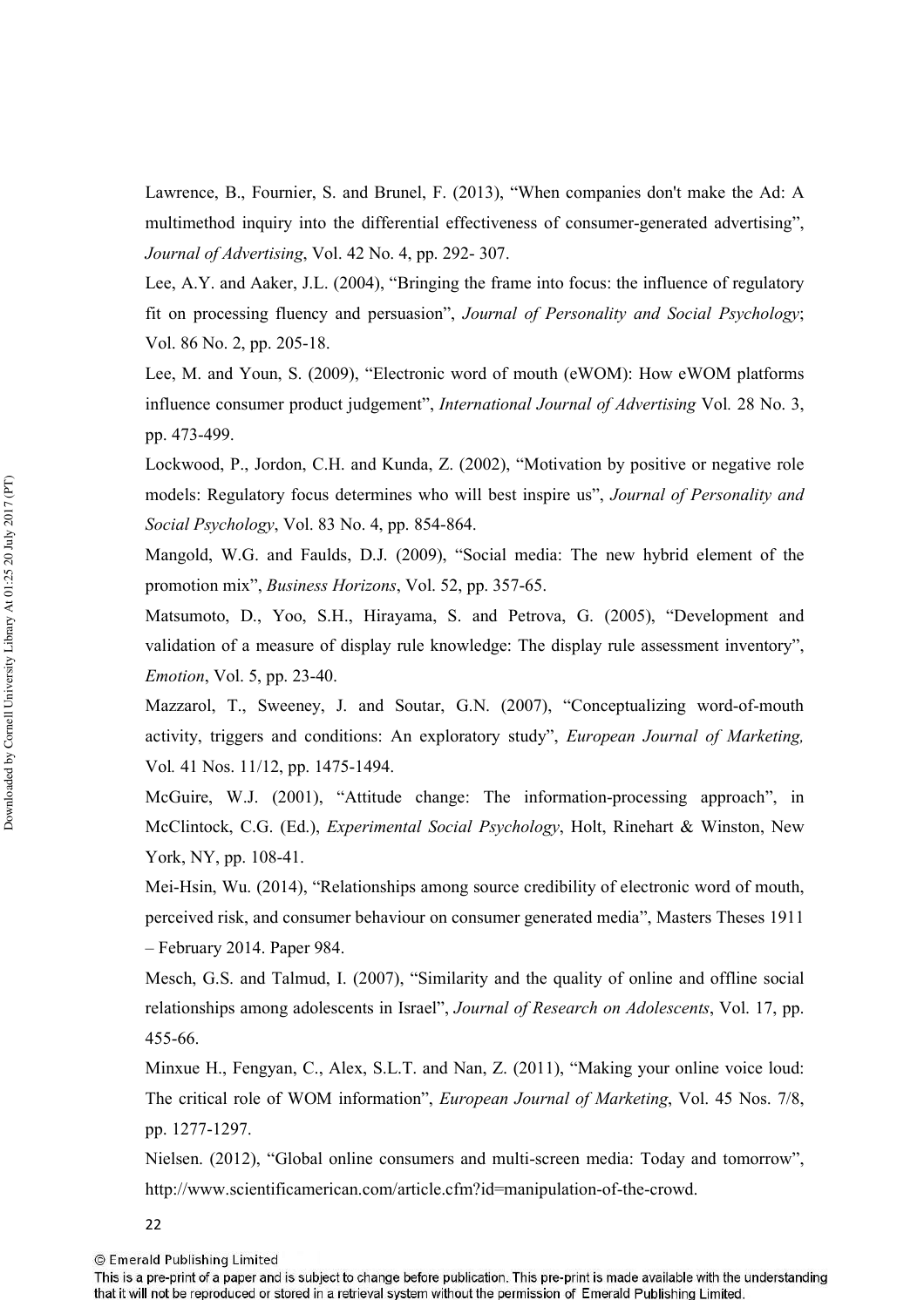Lawrence, B., Fournier, S. and Brunel, F. (2013), "When companies don't make the Ad: A multimethod inquiry into the differential effectiveness of consumer-generated advertising", *Journal of Advertising*, Vol. 42 No. 4, pp. 292- 307.

Lee, A.Y. and Aaker, J.L. (2004), "Bringing the frame into focus: the influence of regulatory fit on processing fluency and persuasion", *Journal of Personality and Social Psychology*; Vol. 86 No. 2, pp. 205-18.

Lee, M. and Youn, S. (2009), "Electronic word of mouth (eWOM): How eWOM platforms influence consumer product judgement", *International Journal of Advertising* Vol*.* 28 No. 3, pp. 473-499.

Lockwood, P., Jordon, C.H. and Kunda, Z. (2002), "Motivation by positive or negative role models: Regulatory focus determines who will best inspire us", *Journal of Personality and Social Psychology*, Vol. 83 No. 4, pp. 854-864.

Mangold, W.G. and Faulds, D.J. (2009), "Social media: The new hybrid element of the promotion mix", *Business Horizons*, Vol. 52, pp. 357-65.

Matsumoto, D., Yoo, S.H., Hirayama, S. and Petrova, G. (2005), "Development and validation of a measure of display rule knowledge: The display rule assessment inventory", *Emotion*, Vol. 5, pp. 23-40.

Mazzarol, T., Sweeney, J. and Soutar, G.N. (2007), "Conceptualizing word-of-mouth activity, triggers and conditions: An exploratory study", *European Journal of Marketing,* Vol*.* 41 Nos. 11/12, pp. 1475-1494.

McGuire, W.J. (2001), "Attitude change: The information-processing approach", in McClintock, C.G. (Ed.), *Experimental Social Psychology*, Holt, Rinehart & Winston, New York, NY, pp. 108-41.

Mei-Hsin, Wu. (2014), "Relationships among source credibility of electronic word of mouth, perceived risk, and consumer behaviour on consumer generated media", Masters Theses 1911 – February 2014. Paper 984.

Mesch, G.S. and Talmud, I. (2007), "Similarity and the quality of online and offline social relationships among adolescents in Israel", *Journal of Research on Adolescents*, Vol. 17, pp. 455-66.

Minxue H., Fengyan, C., Alex, S.L.T. and Nan, Z. (2011), "Making your online voice loud: The critical role of WOM information", *European Journal of Marketing*, Vol. 45 Nos. 7/8, pp. 1277-1297.

Nielsen. (2012), "Global online consumers and multi-screen media: Today and tomorrow", http://www.scientificamerican.com/article.cfm?id=manipulation-of-the-crowd.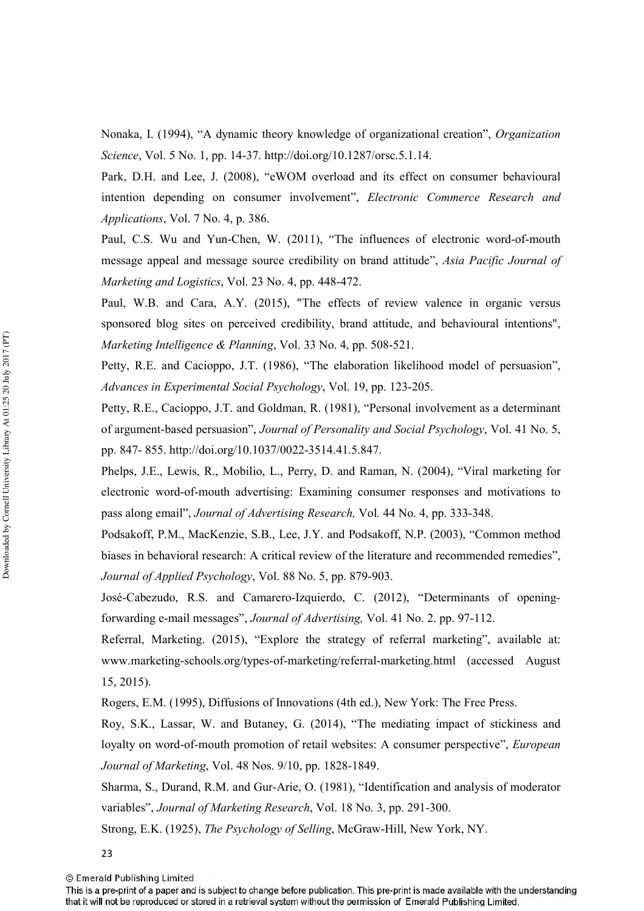Nonaka, I. (1994), “A dynamic theory knowledge of organizational creation”, *Organization Science*, Vol. 5 No. 1, pp. 14-37. http://doi.org/10.1287/orsc.5.1.14.

Park, D.H. and Lee, J. (2008), “eWOM overload and its effect on consumer behavioural intention depending on consumer involvement”, *Electronic Commerce Research and Applications*, Vol. 7 No. 4, p. 386.

Paul, C.S. Wu and Yun-Chen, W. (2011), “The influences of electronic word-of-mouth message appeal and message source credibility on brand attitude”, *Asia Pacific Journal of Marketing and Logistics*, Vol. 23 No. 4, pp. 448-472.

Paul, W.B. and Cara, A.Y. (2015), "The effects of review valence in organic versus sponsored blog sites on perceived credibility, brand attitude, and behavioural intentions", *Marketing Intelligence & Planning*, Vol. 33 No. 4, pp. 508-521.

Petty, R.E. and Cacioppo, J.T. (1986), “The elaboration likelihood model of persuasion”, *Advances in Experimental Social Psychology*, Vol. 19, pp. 123-205.

Petty, R.E., Cacioppo, J.T. and Goldman, R. (1981), “Personal involvement as a determinant of argument-based persuasion”, *Journal of Personality and Social Psychology*, Vol. 41 No. 5, pp. 847- 855. http://doi.org/10.1037/0022-3514.41.5.847.

Phelps, J.E., Lewis, R., Mobilio, L., Perry, D. and Raman, N. (2004), “Viral marketing for electronic word-of-mouth advertising: Examining consumer responses and motivations to pass along email”, *Journal of Advertising Research,* Vol*.* 44 No. 4, pp. 333-348.

Podsakoff, P.M., MacKenzie, S.B., Lee, J.Y. and Podsakoff, N.P. (2003), “Common method biases in behavioral research: A critical review of the literature and recommended remedies”, *Journal of Applied Psychology*, Vol. 88 No. 5, pp. 879-903.

José-Cabezudo, R.S. and Camarero-Izquierdo, C. (2012), “Determinants of opening-forwarding e-mail messages”, *Journal of Advertising,* Vol. 41 No. 2. pp. 97-112.

Referral, Marketing. (2015), “Explore the strategy of referral marketing”, available at: www.marketing-schools.org/types-of-marketing/referral-marketing.html (accessed August 15, 2015).

Rogers, E.M. (1995), Diffusions of Innovations (4th ed.), New York: The Free Press.

Roy, S.K., Lassar, W. and Butaney, G. (2014), “The mediating impact of stickiness and loyalty on word-of-mouth promotion of retail websites: A consumer perspective”, *European Journal of Marketing*, Vol. 48 Nos. 9/10, pp. 1828-1849.

Sharma, S., Durand, R.M. and Gur-Arie, O. (1981), “Identification and analysis of moderator variables”, *Journal of Marketing Research*, Vol. 18 No. 3, pp. 291-300.

Strong, E.K. (1925), *The Psychology of Selling*, McGraw-Hill, New York, NY.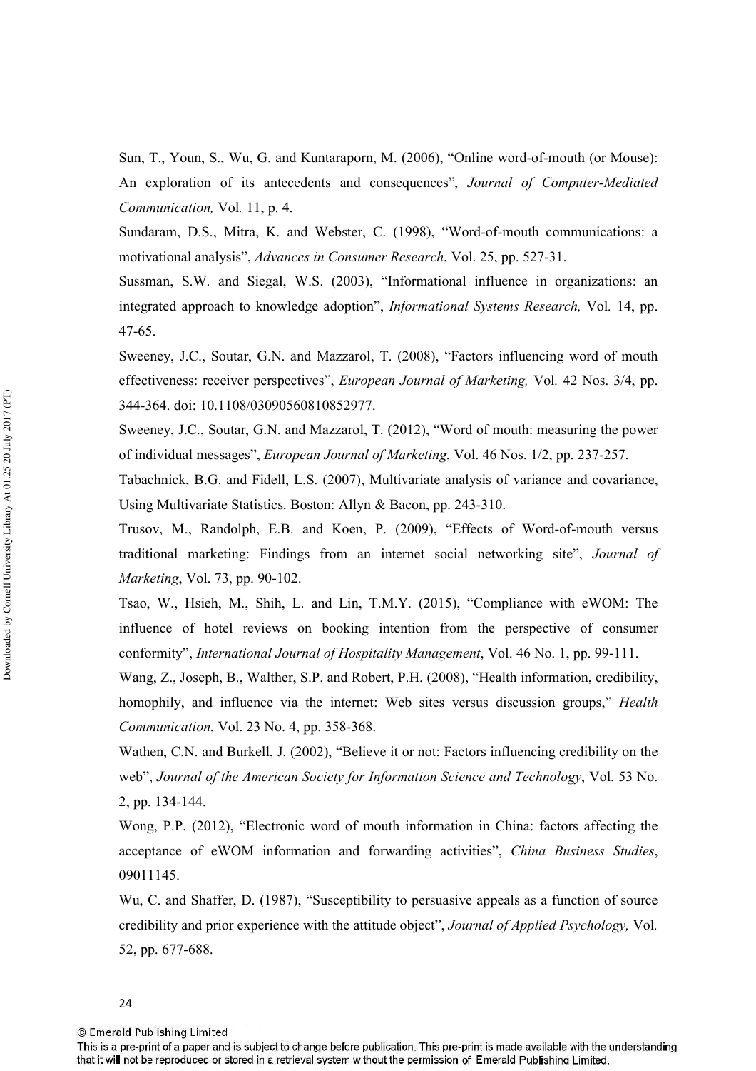Sun, T., Youn, S., Wu, G. and Kuntaraporn, M. (2006), "Online word-of-mouth (or Mouse): An exploration of its antecedents and consequences", *Journal of Computer-Mediated Communication,* Vol. 11, p. 4.

Sundaram, D.S., Mitra, K. and Webster, C. (1998), "Word-of-mouth communications: a motivational analysis", *Advances in Consumer Research*, Vol. 25, pp. 527-31.

Sussman, S.W. and Siegal, W.S. (2003), "Informational influence in organizations: an integrated approach to knowledge adoption", *Informational Systems Research,* Vol. 14, pp. 47-65.

Sweeney, J.C., Soutar, G.N. and Mazzarol, T. (2008), "Factors influencing word of mouth effectiveness: receiver perspectives", *European Journal of Marketing,* Vol. 42 Nos. 3/4, pp. 344-364. doi: 10.1108/03090560810852977.

Sweeney, J.C., Soutar, G.N. and Mazzarol, T. (2012), "Word of mouth: measuring the power of individual messages", *European Journal of Marketing*, Vol. 46 Nos. 1/2, pp. 237-257.

Tabachnick, B.G. and Fidell, L.S. (2007), Multivariate analysis of variance and covariance, Using Multivariate Statistics. Boston: Allyn & Bacon, pp. 243-310.

Trusov, M., Randolph, E.B. and Koen, P. (2009), "Effects of Word-of-mouth versus traditional marketing: Findings from an internet social networking site", *Journal of Marketing*, Vol. 73, pp. 90-102.

Tsao, W., Hsieh, M., Shih, L. and Lin, T.M.Y. (2015), "Compliance with eWOM: The influence of hotel reviews on booking intention from the perspective of consumer conformity", *International Journal of Hospitality Management*, Vol. 46 No. 1, pp. 99-111.

Wang, Z., Joseph, B., Walther, S.P. and Robert, P.H. (2008), "Health information, credibility, homophily, and influence via the internet: Web sites versus discussion groups," *Health Communication*, Vol. 23 No. 4, pp. 358-368.

Wathen, C.N. and Burkell, J. (2002), "Believe it or not: Factors influencing credibility on the web", *Journal of the American Society for Information Science and Technology*, Vol. 53 No. 2, pp. 134-144.

Wong, P.P. (2012), "Electronic word of mouth information in China: factors affecting the acceptance of eWOM information and forwarding activities", *China Business Studies*, 09011145.

Wu, C. and Shaffer, D. (1987), "Susceptibility to persuasive appeals as a function of source credibility and prior experience with the attitude object", *Journal of Applied Psychology,* Vol. 52, pp. 677-688.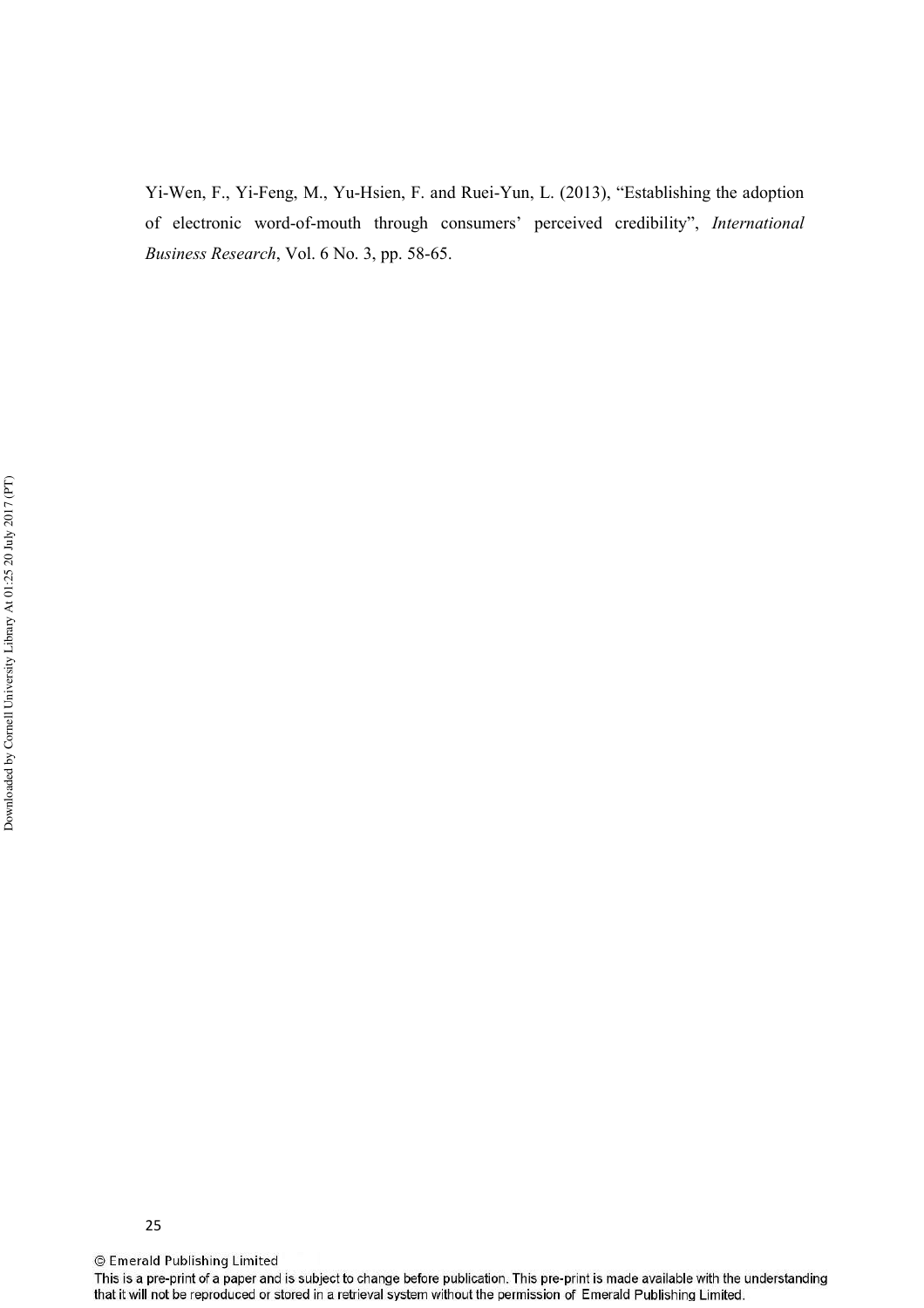Yi-Wen, F., Yi-Feng, M., Yu-Hsien, F. and Ruei-Yun, L. (2013), "Establishing the adoption of electronic word-of-mouth through consumers' perceived credibility", *International Business Research*, Vol. 6 No. 3, pp. 58-65.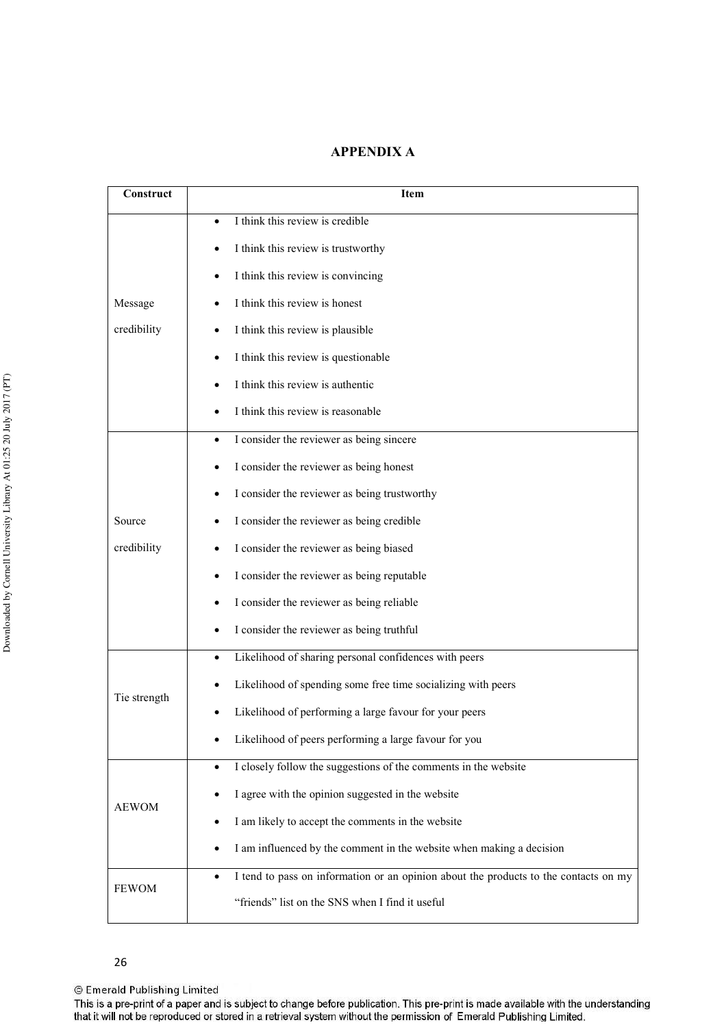## APPENDIX A

| Construct | Item |
|---|---|
| Message credibility | • I think this review is credible<br>• I think this review is trustworthy<br>• I think this review is convincing<br>• I think this review is honest<br>• I think this review is plausible<br>• I think this review is questionable<br>• I think this review is authentic<br>• I think this review is reasonable |
| Source credibility | • I consider the reviewer as being sincere<br>• I consider the reviewer as being honest<br>• I consider the reviewer as being trustworthy<br>• I consider the reviewer as being credible<br>• I consider the reviewer as being biased<br>• I consider the reviewer as being reputable<br>• I consider the reviewer as being reliable<br>• I consider the reviewer as being truthful |
| Tie strength | • Likelihood of sharing personal confidences with peers<br>• Likelihood of spending some free time socializing with peers<br>• Likelihood of performing a large favour for your peers<br>• Likelihood of peers performing a large favour for you |
| AEWOM | • I closely follow the suggestions of the comments in the website<br>• I agree with the opinion suggested in the website<br>• I am likely to accept the comments in the website<br>• I am influenced by the comment in the website when making a decision |
| FEWOM | • I tend to pass on information or an opinion about the products to the contacts on my "friends" list on the SNS when I find it useful |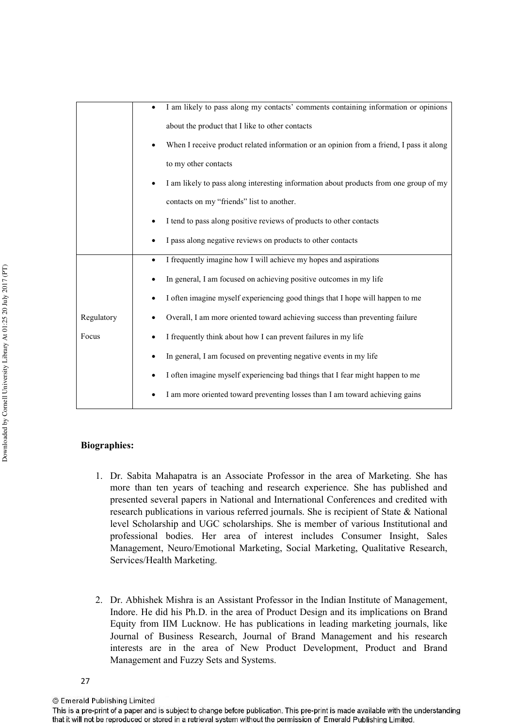| | |
|---|---|
| | • I am likely to pass along my contacts' comments containing information or opinions about the product that I like to other contacts<br>• When I receive product related information or an opinion from a friend, I pass it along to my other contacts<br>• I am likely to pass along interesting information about products from one group of my contacts on my "friends" list to another.<br>• I tend to pass along positive reviews of products to other contacts<br>• I pass along negative reviews on products to other contacts |
| Regulatory Focus | • I frequently imagine how I will achieve my hopes and aspirations<br>• In general, I am focused on achieving positive outcomes in my life<br>• I often imagine myself experiencing good things that I hope will happen to me<br>• Overall, I am more oriented toward achieving success than preventing failure<br>• I frequently think about how I can prevent failures in my life<br>• In general, I am focused on preventing negative events in my life<br>• I often imagine myself experiencing bad things that I fear might happen to me<br>• I am more oriented toward preventing losses than I am toward achieving gains |

**Biographies:**

1. Dr. Sabita Mahapatra is an Associate Professor in the area of Marketing. She has more than ten years of teaching and research experience. She has published and presented several papers in National and International Conferences and credited with research publications in various referred journals. She is recipient of State & National level Scholarship and UGC scholarships. She is member of various Institutional and professional bodies. Her area of interest includes Consumer Insight, Sales Management, Neuro/Emotional Marketing, Social Marketing, Qualitative Research, Services/Health Marketing.

2. Dr. Abhishek Mishra is an Assistant Professor in the Indian Institute of Management, Indore. He did his Ph.D. in the area of Product Design and its implications on Brand Equity from IIM Lucknow. He has publications in leading marketing journals, like Journal of Business Research, Journal of Brand Management and his research interests are in the area of New Product Development, Product and Brand Management and Fuzzy Sets and Systems.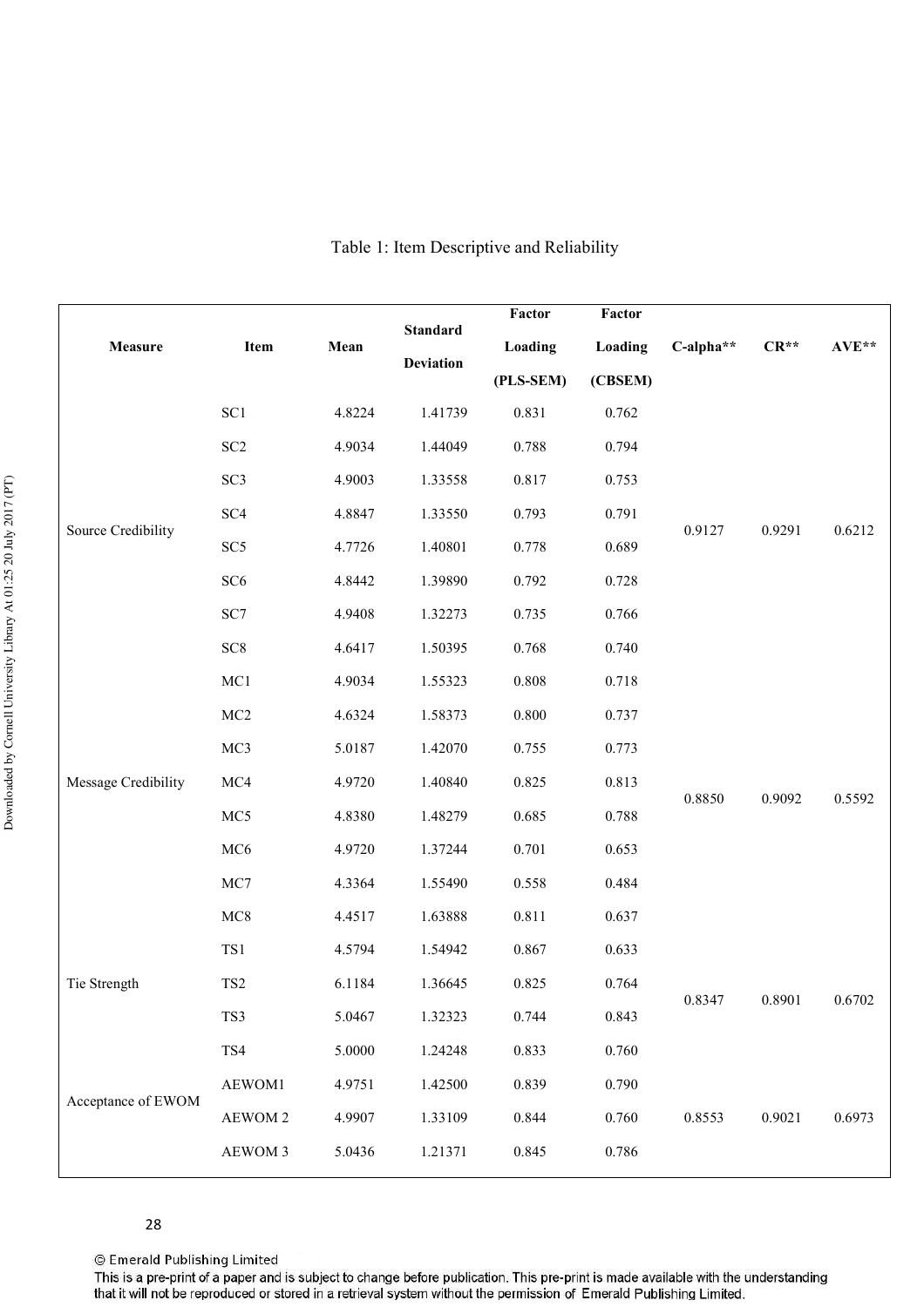Table 1: Item Descriptive and Reliability

| Measure | Item | Mean | Standard Deviation | Factor Loading (PLS-SEM) | Factor Loading (CBSEM) | C-alpha** | CR** | AVE** |
|---|---|---|---|---|---|---|---|---|
| Source Credibility | SC1 | 4.8224 | 1.41739 | 0.831 | 0.762 | 0.9127 | 0.9291 | 0.6212 |
| | SC2 | 4.9034 | 1.44049 | 0.788 | 0.794 | | | |
| | SC3 | 4.9003 | 1.33558 | 0.817 | 0.753 | | | |
| | SC4 | 4.8847 | 1.33550 | 0.793 | 0.791 | | | |
| | SC5 | 4.7726 | 1.40801 | 0.778 | 0.689 | | | |
| | SC6 | 4.8442 | 1.39890 | 0.792 | 0.728 | | | |
| | SC7 | 4.9408 | 1.32273 | 0.735 | 0.766 | | | |
| | SC8 | 4.6417 | 1.50395 | 0.768 | 0.740 | | | |
| Message Credibility | MC1 | 4.9034 | 1.55323 | 0.808 | 0.718 | 0.8850 | 0.9092 | 0.5592 |
| | MC2 | 4.6324 | 1.58373 | 0.800 | 0.737 | | | |
| | MC3 | 5.0187 | 1.42070 | 0.755 | 0.773 | | | |
| | MC4 | 4.9720 | 1.40840 | 0.825 | 0.813 | | | |
| | MC5 | 4.8380 | 1.48279 | 0.685 | 0.788 | | | |
| | MC6 | 4.9720 | 1.37244 | 0.701 | 0.653 | | | |
| | MC7 | 4.3364 | 1.55490 | 0.558 | 0.484 | | | |
| | MC8 | 4.4517 | 1.63888 | 0.811 | 0.637 | | | |
| Tie Strength | TS1 | 4.5794 | 1.54942 | 0.867 | 0.633 | 0.8347 | 0.8901 | 0.6702 |
| | TS2 | 6.1184 | 1.36645 | 0.825 | 0.764 | | | |
| | TS3 | 5.0467 | 1.32323 | 0.744 | 0.843 | | | |
| | TS4 | 5.0000 | 1.24248 | 0.833 | 0.760 | | | |
| Acceptance of EWOM | AEWOM1 | 4.9751 | 1.42500 | 0.839 | 0.790 | 0.8553 | 0.9021 | 0.6973 |
| | AEWOM 2 | 4.9907 | 1.33109 | 0.844 | 0.760 | | | |
| | AEWOM 3 | 5.0436 | 1.21371 | 0.845 | 0.786 | | | |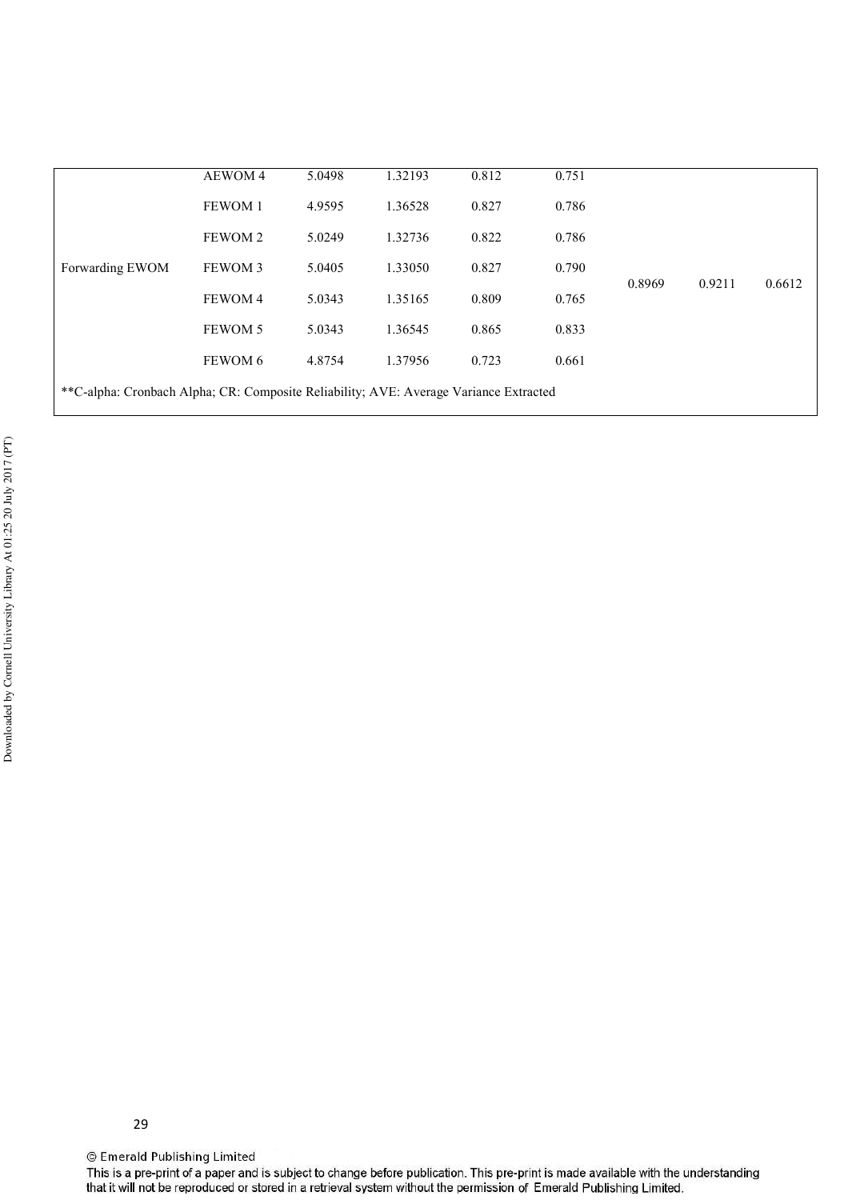| | AEWOM 4 | 5.0498 | 1.32193 | 0.812 | 0.751 | | | |
|---|---|---|---|---|---|---|---|---|
| Forwarding EWOM | FEWOM 1 | 4.9595 | 1.36528 | 0.827 | 0.786 | 0.8969 | 0.9211 | 0.6612 |
| | FEWOM 2 | 5.0249 | 1.32736 | 0.822 | 0.786 | | | |
| | FEWOM 3 | 5.0405 | 1.33050 | 0.827 | 0.790 | | | |
| | FEWOM 4 | 5.0343 | 1.35165 | 0.809 | 0.765 | | | |
| | FEWOM 5 | 5.0343 | 1.36545 | 0.865 | 0.833 | | | |
| | FEWOM 6 | 4.8754 | 1.37956 | 0.723 | 0.661 | | | |

**C-alpha: Cronbach Alpha; CR: Composite Reliability; AVE: Average Variance Extracted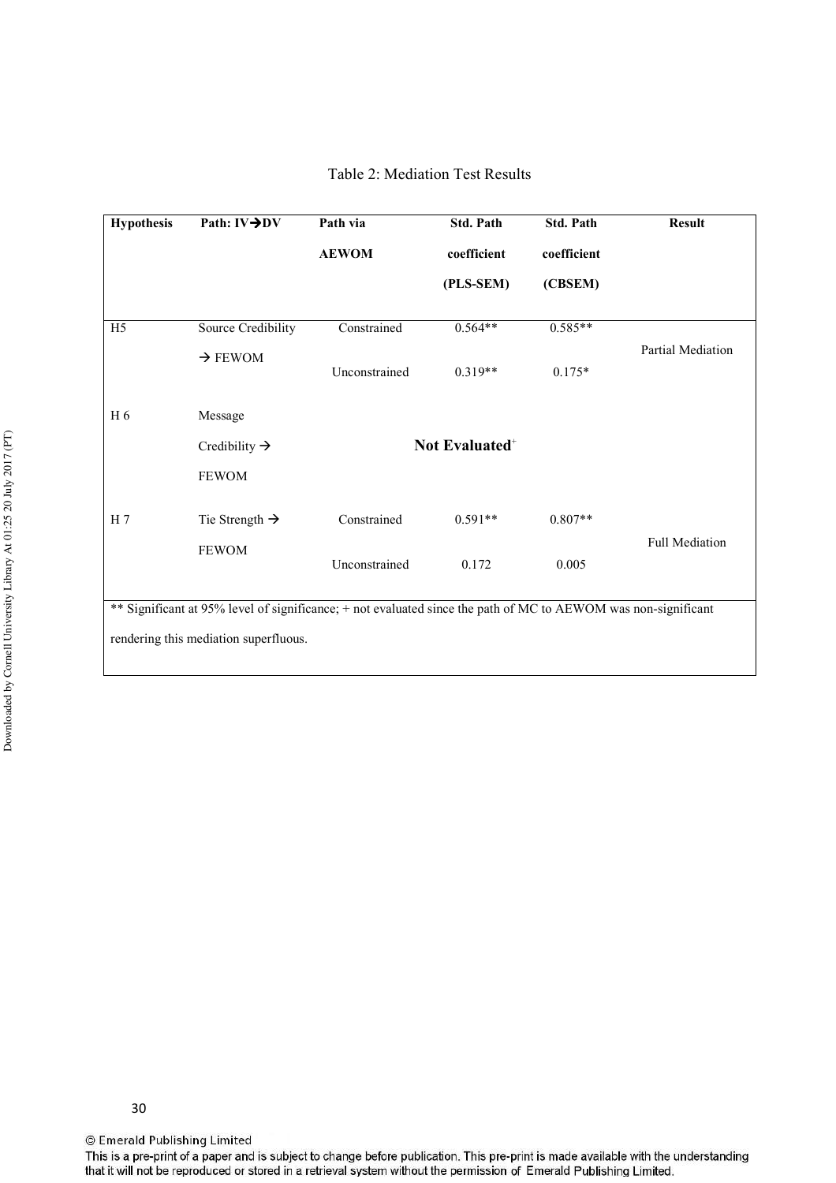Table 2: Mediation Test Results

| Hypothesis | Path: IV→DV | Path via AEWOM | Std. Path coefficient (PLS-SEM) | Std. Path coefficient (CBSEM) | Result |
|---|---|---|---|---|---|
| H5 | Source Credibility → FEWOM | Constrained | 0.564** | 0.585** | Partial Mediation |
| | | Unconstrained | 0.319** | 0.175* | |
| H 6 | Message Credibility → FEWOM | **Not Evaluated**+ | | | |
| H 7 | Tie Strength → FEWOM | Constrained | 0.591** | 0.807** | Full Mediation |
| | | Unconstrained | 0.172 | 0.005 | |

** Significant at 95% level of significance; + not evaluated since the path of MC to AEWOM was non-significant rendering this mediation superfluous.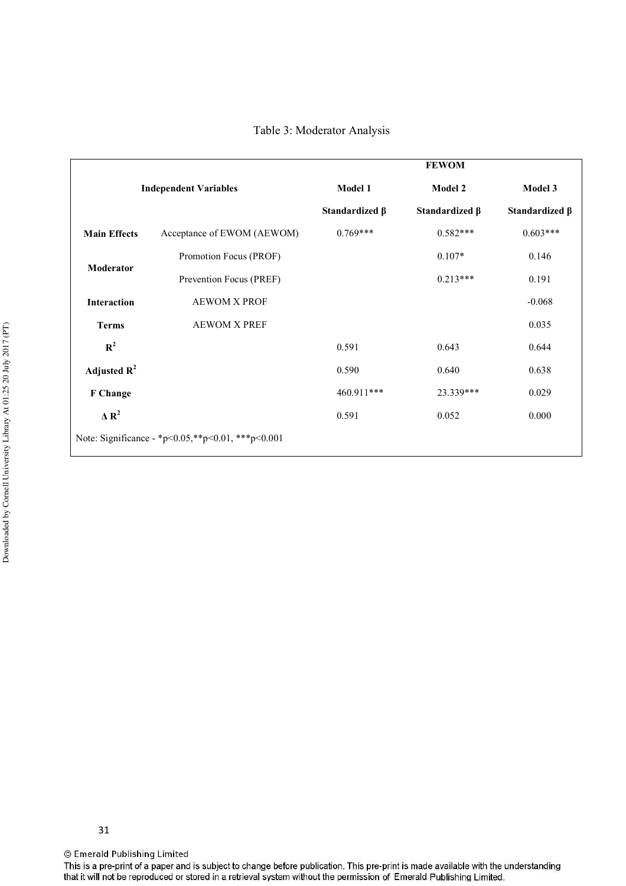Table 3: Moderator Analysis

| Independent Variables | | FEWOM | | |
|---|---|---|---|---|
| | | Model 1 | Model 2 | Model 3 |
| | | Standardized β | Standardized β | Standardized β |
| **Main Effects** | Acceptance of EWOM (AEWOM) | 0.769*** | 0.582*** | 0.603*** |
| **Moderator** | Promotion Focus (PROF) | | 0.107* | 0.146 |
| | Prevention Focus (PREF) | | 0.213*** | 0.191 |
| **Interaction Terms** | AEWOM X PROF | | | -0.068 |
| | AEWOM X PREF | | | 0.035 |
| **$R^2$** | | 0.591 | 0.643 | 0.644 |
| **Adjusted $R^2$** | | 0.590 | 0.640 | 0.638 |
| **F Change** | | 460.911*** | 23.339*** | 0.029 |
| **$\Delta R^2$** | | 0.591 | 0.052 | 0.000 |

Note: Significance - *p<0.05,**p<0.01, ***p<0.001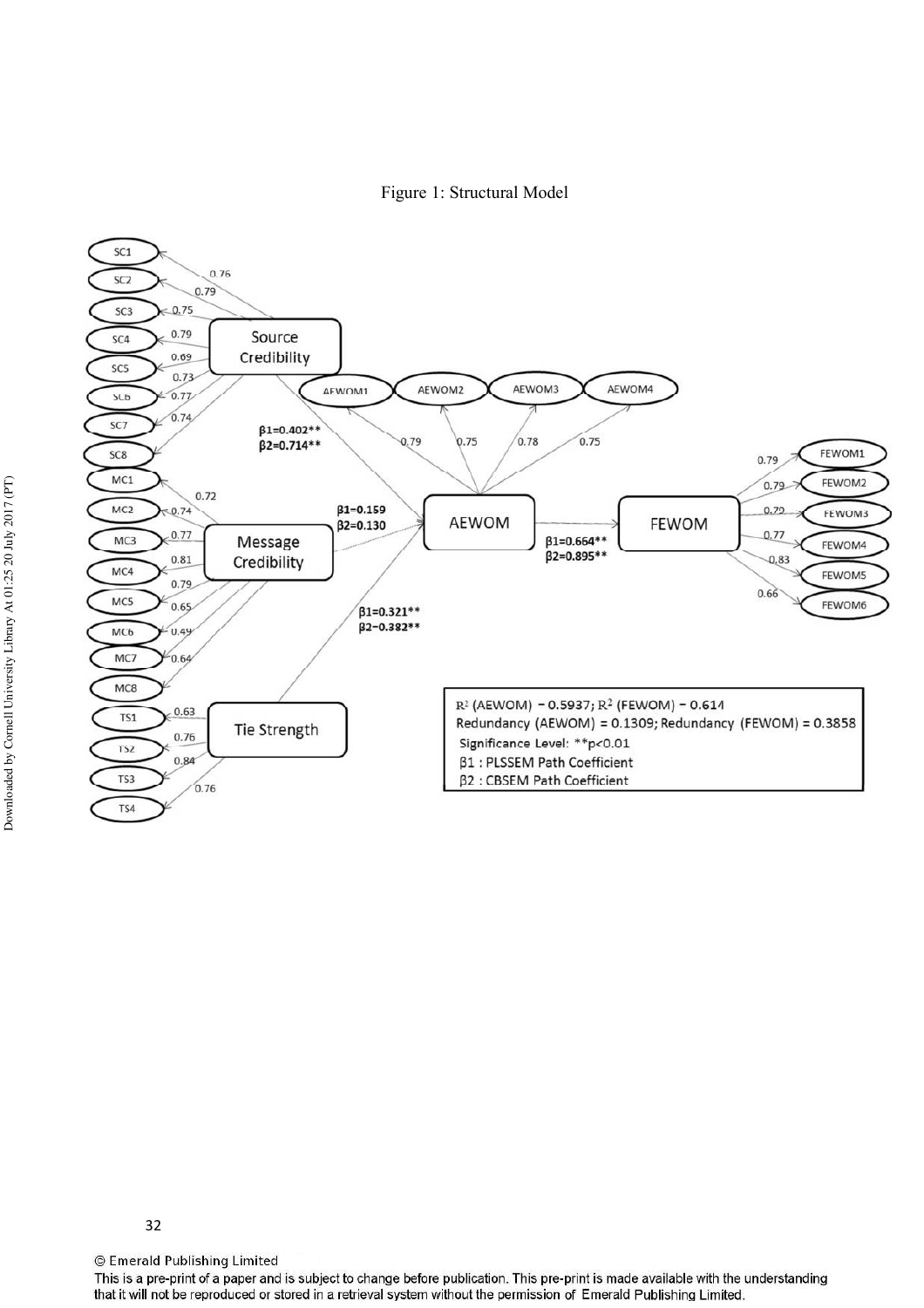Figure 1: Structural Model

SC1
SC2
SC3
SC4
SC5
SC6
SC7
SC8
MC1
MC2
MC3
MC4
MC5
MC6
MC7
MC8
TS1
TS2
TS3
TS4

0.76
0.79
0.75
0.79
0.69
0.73
0.77
0.74
0.72
0.74
0.77
0.81
0.79
0.65
0.49
0.64
0.63
0.76
0.84
0.76

Source Credibility
Message Credibility
Tie Strength

AEWOM1
AEWOM2
AEWOM3
AEWOM4

0.79
0.75
0.78
0.75

β1=0.402**
β2=0.714**

β1=0.159
β2=0.130

β1=0.321**
β2=0.382**

AEWOM

FEWOM

β1=0.664**
β2=0.895**

FEWOM1
FEWOM2
FEWOM3
FEWOM4
FEWOM5
FEWOM6

0.79
0.79
0.79
0.77
0.83
0.66

$R^2$ (AEWOM) = 0.5937; $R^2$ (FEWOM) = 0.614
Redundancy (AEWOM) = 0.1309; Redundancy (FEWOM) = 0.3858
Significance Level: **p<0.01
β1 : PLSSEM Path Coefficient
β2 : CBSEM Path Coefficient